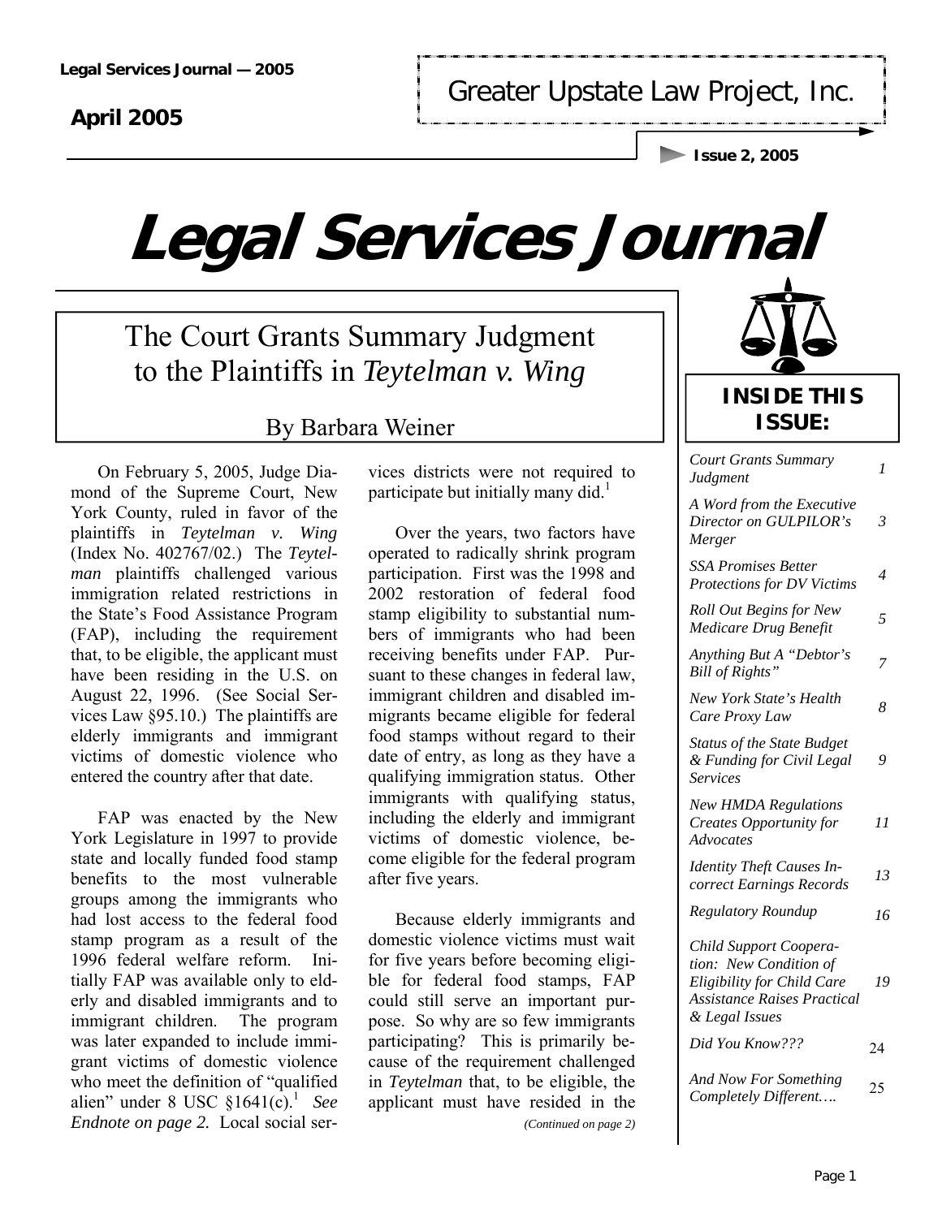Greater Upstate Law Project, Inc.

April 2005

# Legal Services Journal

## The Court Grants Summary Judgment to the Plaintiffs in *Teytelman v. Wing*

By Barbara Weiner

On February 5, 2005, Judge Diamond of the Supreme Court, New York County, ruled in favor of the plaintiffs in *Teytelman v. Wing* (Index No. 402767/02.) The *Teytelman* plaintiffs challenged various immigration related restrictions in the State's Food Assistance Program (FAP), including the requirement that, to be eligible, the applicant must have been residing in the U.S. on August 22, 1996. (See Social Services Law §95.10.) The plaintiffs are elderly immigrants and immigrant victims of domestic violence who entered the country after that date.

FAP was enacted by the New York Legislature in 1997 to provide state and locally funded food stamp benefits to the most vulnerable groups among the immigrants who had lost access to the federal food stamp program as a result of the 1996 federal welfare reform. Initially FAP was available only to elderly and disabled immigrants and to immigrant children. The program was later expanded to include immigrant victims of domestic violence who meet the definition of "qualified alien" under 8 USC §1641(c).[1] *See Endnote on page 2.* Local social services districts were not required to participate but initially many did.[1]

Over the years, two factors have operated to radically shrink program participation. First was the 1998 and 2002 restoration of federal food stamp eligibility to substantial numbers of immigrants who had been receiving benefits under FAP. Pursuant to these changes in federal law, immigrant children and disabled immigrants became eligible for federal food stamps without regard to their date of entry, as long as they have a qualifying immigration status. Other immigrants with qualifying status, including the elderly and immigrant victims of domestic violence, become eligible for the federal program after five years.

Because elderly immigrants and domestic violence victims must wait for five years before becoming eligible for federal food stamps, FAP could still serve an important purpose. So why are so few immigrants participating? This is primarily because of the requirement challenged in *Teytelman* that, to be eligible, the applicant must have resided in the

*(Continued on page 2)*

### INSIDE THIS ISSUE:

| | |
|---|---|
| *Court Grants Summary Judgment* | *1* |
| *A Word from the Executive Director on GULPILOR's Merger* | *3* |
| *SSA Promises Better Protections for DV Victims* | *4* |
| *Roll Out Begins for New Medicare Drug Benefit* | *5* |
| *Anything But A "Debtor's Bill of Rights"* | *7* |
| *New York State's Health Care Proxy Law* | *8* |
| *Status of the State Budget & Funding for Civil Legal Services* | *9* |
| *New HMDA Regulations Creates Opportunity for Advocates* | *11* |
| *Identity Theft Causes Incorrect Earnings Records* | *13* |
| *Regulatory Roundup* | *16* |
| *Child Support Cooperation: New Condition of Eligibility for Child Care Assistance Raises Practical & Legal Issues* | *19* |
| *Did You Know???* | 24 |
| *And Now For Something Completely Different….* | 25 |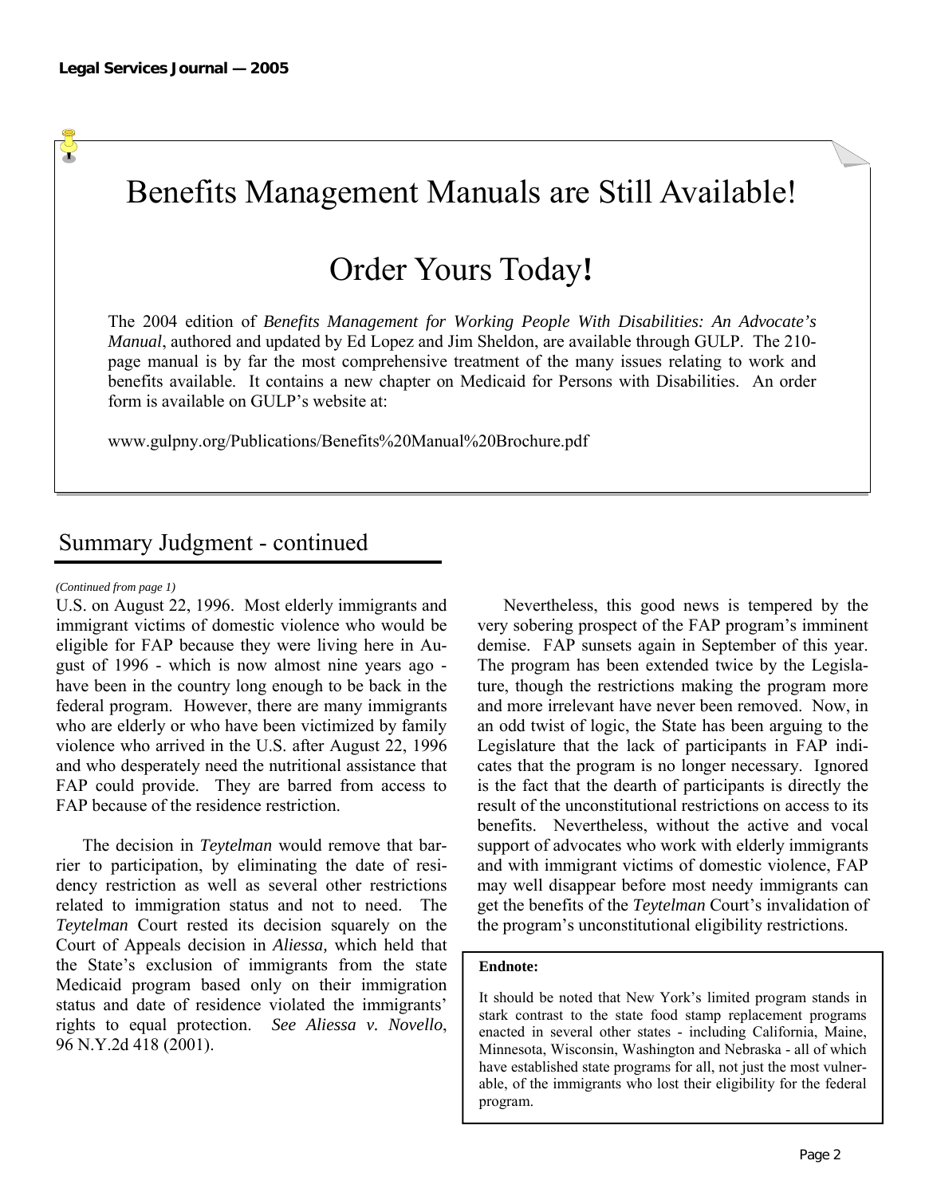# Benefits Management Manuals are Still Available!

# Order Yours Today!

The 2004 edition of *Benefits Management for Working People With Disabilities: An Advocate's Manual*, authored and updated by Ed Lopez and Jim Sheldon, are available through GULP. The 210-page manual is by far the most comprehensive treatment of the many issues relating to work and benefits available. It contains a new chapter on Medicaid for Persons with Disabilities. An order form is available on GULP's website at:

www.gulpny.org/Publications/Benefits%20Manual%20Brochure.pdf

## Summary Judgment - continued

*(Continued from page 1)*

U.S. on August 22, 1996. Most elderly immigrants and immigrant victims of domestic violence who would be eligible for FAP because they were living here in August of 1996 - which is now almost nine years ago - have been in the country long enough to be back in the federal program. However, there are many immigrants who are elderly or who have been victimized by family violence who arrived in the U.S. after August 22, 1996 and who desperately need the nutritional assistance that FAP could provide. They are barred from access to FAP because of the residence restriction.

The decision in *Teytelman* would remove that barrier to participation, by eliminating the date of residency restriction as well as several other restrictions related to immigration status and not to need. The *Teytelman* Court rested its decision squarely on the Court of Appeals decision in *Aliessa,* which held that the State's exclusion of immigrants from the state Medicaid program based only on their immigration status and date of residence violated the immigrants' rights to equal protection. *See Aliessa v. Novello*, 96 N.Y.2d 418 (2001).

Nevertheless, this good news is tempered by the very sobering prospect of the FAP program's imminent demise. FAP sunsets again in September of this year. The program has been extended twice by the Legislature, though the restrictions making the program more and more irrelevant have never been removed. Now, in an odd twist of logic, the State has been arguing to the Legislature that the lack of participants in FAP indicates that the program is no longer necessary. Ignored is the fact that the dearth of participants is directly the result of the unconstitutional restrictions on access to its benefits. Nevertheless, without the active and vocal support of advocates who work with elderly immigrants and with immigrant victims of domestic violence, FAP may well disappear before most needy immigrants can get the benefits of the *Teytelman* Court's invalidation of the program's unconstitutional eligibility restrictions.

**Endnote:**

It should be noted that New York's limited program stands in stark contrast to the state food stamp replacement programs enacted in several other states - including California, Maine, Minnesota, Wisconsin, Washington and Nebraska - all of which have established state programs for all, not just the most vulnerable, of the immigrants who lost their eligibility for the federal program.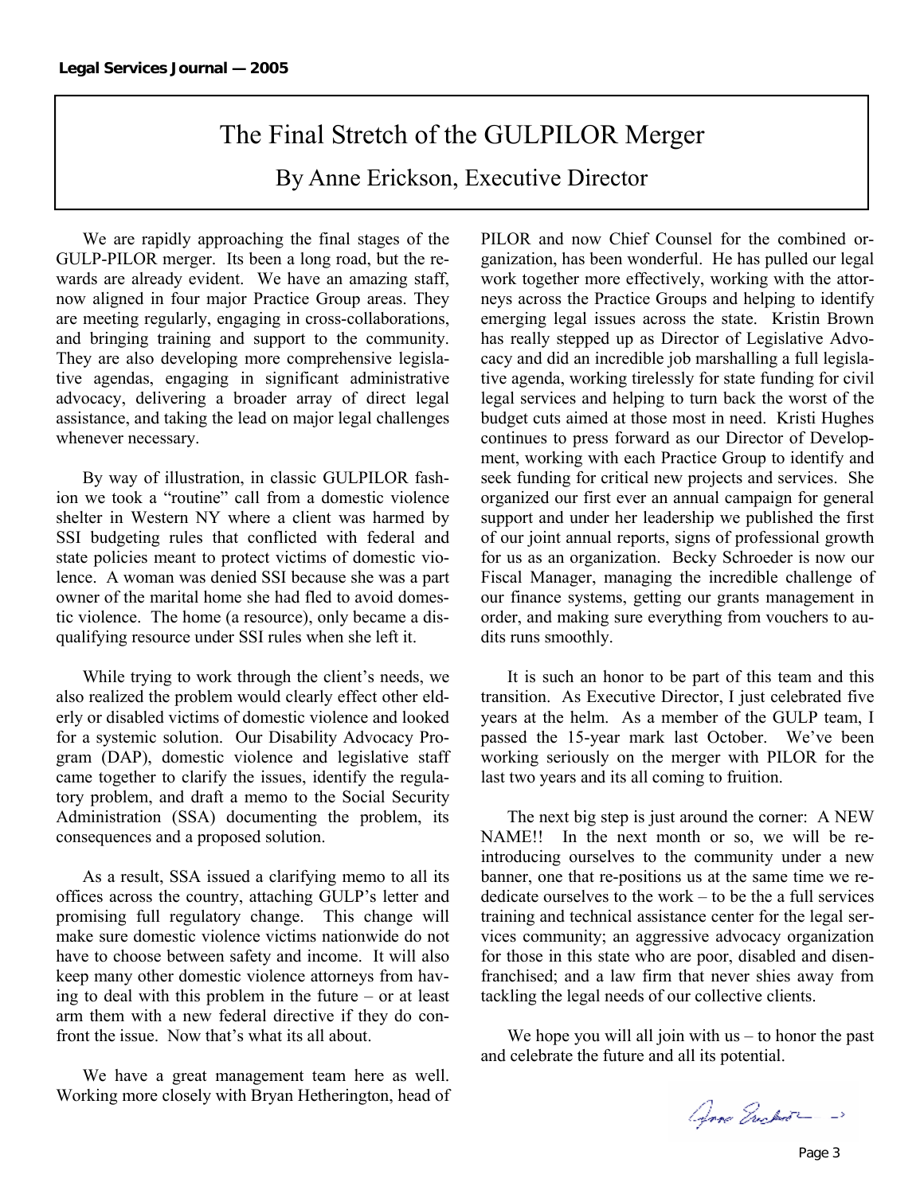# The Final Stretch of the GULPILOR Merger

## By Anne Erickson, Executive Director

We are rapidly approaching the final stages of the GULP-PILOR merger. Its been a long road, but the rewards are already evident. We have an amazing staff, now aligned in four major Practice Group areas. They are meeting regularly, engaging in cross-collaborations, and bringing training and support to the community. They are also developing more comprehensive legislative agendas, engaging in significant administrative advocacy, delivering a broader array of direct legal assistance, and taking the lead on major legal challenges whenever necessary.

By way of illustration, in classic GULPILOR fashion we took a "routine" call from a domestic violence shelter in Western NY where a client was harmed by SSI budgeting rules that conflicted with federal and state policies meant to protect victims of domestic violence. A woman was denied SSI because she was a part owner of the marital home she had fled to avoid domestic violence. The home (a resource), only became a disqualifying resource under SSI rules when she left it.

While trying to work through the client's needs, we also realized the problem would clearly effect other elderly or disabled victims of domestic violence and looked for a systemic solution. Our Disability Advocacy Program (DAP), domestic violence and legislative staff came together to clarify the issues, identify the regulatory problem, and draft a memo to the Social Security Administration (SSA) documenting the problem, its consequences and a proposed solution.

As a result, SSA issued a clarifying memo to all its offices across the country, attaching GULP's letter and promising full regulatory change. This change will make sure domestic violence victims nationwide do not have to choose between safety and income. It will also keep many other domestic violence attorneys from having to deal with this problem in the future – or at least arm them with a new federal directive if they do confront the issue. Now that's what its all about.

We have a great management team here as well. Working more closely with Bryan Hetherington, head of PILOR and now Chief Counsel for the combined organization, has been wonderful. He has pulled our legal work together more effectively, working with the attorneys across the Practice Groups and helping to identify emerging legal issues across the state. Kristin Brown has really stepped up as Director of Legislative Advocacy and did an incredible job marshalling a full legislative agenda, working tirelessly for state funding for civil legal services and helping to turn back the worst of the budget cuts aimed at those most in need. Kristi Hughes continues to press forward as our Director of Development, working with each Practice Group to identify and seek funding for critical new projects and services. She organized our first ever an annual campaign for general support and under her leadership we published the first of our joint annual reports, signs of professional growth for us as an organization. Becky Schroeder is now our Fiscal Manager, managing the incredible challenge of our finance systems, getting our grants management in order, and making sure everything from vouchers to audits runs smoothly.

It is such an honor to be part of this team and this transition. As Executive Director, I just celebrated five years at the helm. As a member of the GULP team, I passed the 15-year mark last October. We've been working seriously on the merger with PILOR for the last two years and its all coming to fruition.

The next big step is just around the corner: A NEW NAME!! In the next month or so, we will be re-introducing ourselves to the community under a new banner, one that re-positions us at the same time we rededicate ourselves to the work – to be the a full services training and technical assistance center for the legal services community; an aggressive advocacy organization for those in this state who are poor, disabled and disenfranchised; and a law firm that never shies away from tackling the legal needs of our collective clients.

We hope you will all join with us – to honor the past and celebrate the future and all its potential.

Anne Erickson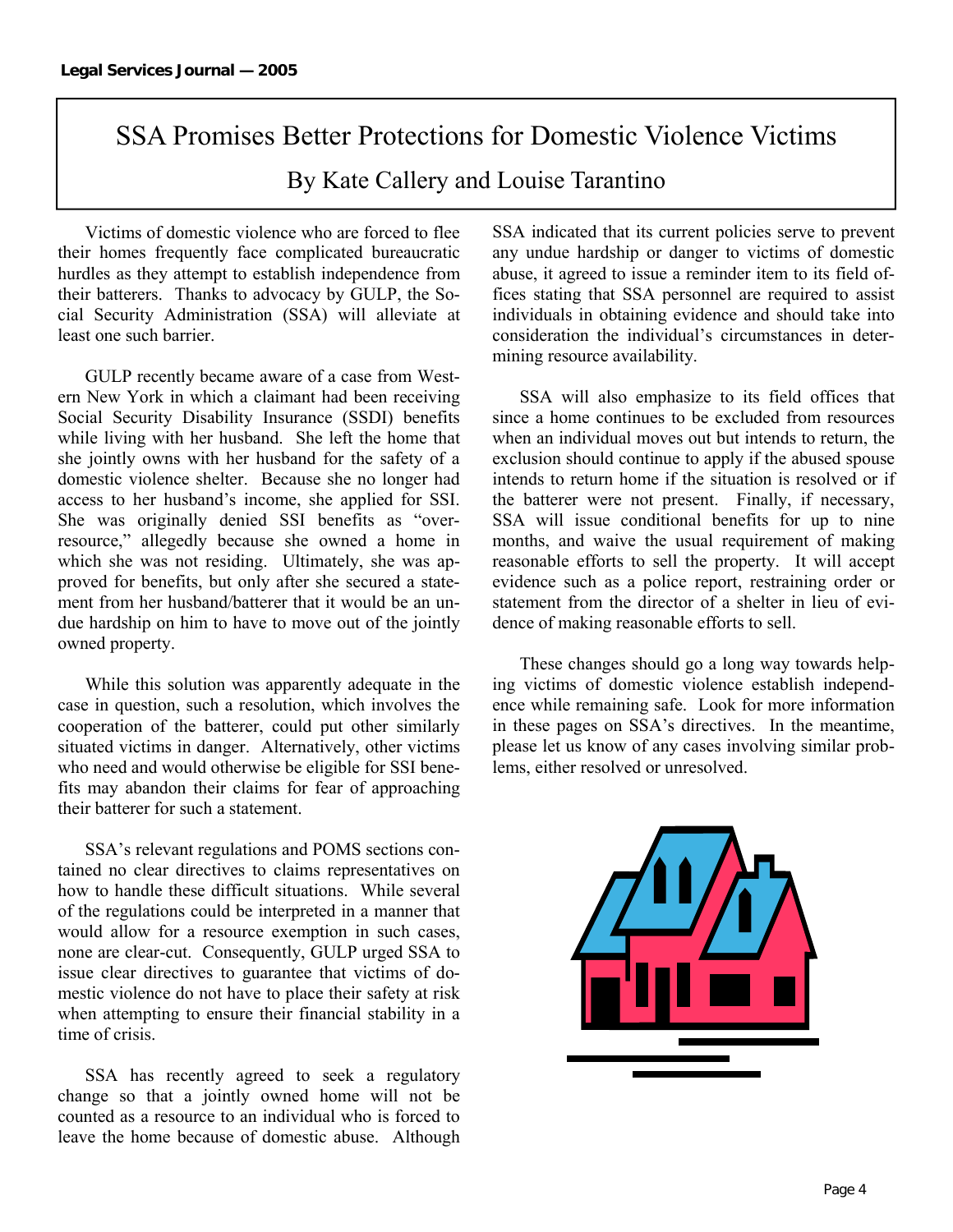# SSA Promises Better Protections for Domestic Violence Victims

## By Kate Callery and Louise Tarantino

Victims of domestic violence who are forced to flee their homes frequently face complicated bureaucratic hurdles as they attempt to establish independence from their batterers. Thanks to advocacy by GULP, the Social Security Administration (SSA) will alleviate at least one such barrier.

GULP recently became aware of a case from Western New York in which a claimant had been receiving Social Security Disability Insurance (SSDI) benefits while living with her husband. She left the home that she jointly owns with her husband for the safety of a domestic violence shelter. Because she no longer had access to her husband's income, she applied for SSI. She was originally denied SSI benefits as "over-resource," allegedly because she owned a home in which she was not residing. Ultimately, she was approved for benefits, but only after she secured a statement from her husband/batterer that it would be an undue hardship on him to have to move out of the jointly owned property.

While this solution was apparently adequate in the case in question, such a resolution, which involves the cooperation of the batterer, could put other similarly situated victims in danger. Alternatively, other victims who need and would otherwise be eligible for SSI benefits may abandon their claims for fear of approaching their batterer for such a statement.

SSA's relevant regulations and POMS sections contained no clear directives to claims representatives on how to handle these difficult situations. While several of the regulations could be interpreted in a manner that would allow for a resource exemption in such cases, none are clear-cut. Consequently, GULP urged SSA to issue clear directives to guarantee that victims of domestic violence do not have to place their safety at risk when attempting to ensure their financial stability in a time of crisis.

SSA has recently agreed to seek a regulatory change so that a jointly owned home will not be counted as a resource to an individual who is forced to leave the home because of domestic abuse. Although SSA indicated that its current policies serve to prevent any undue hardship or danger to victims of domestic abuse, it agreed to issue a reminder item to its field offices stating that SSA personnel are required to assist individuals in obtaining evidence and should take into consideration the individual's circumstances in determining resource availability.

SSA will also emphasize to its field offices that since a home continues to be excluded from resources when an individual moves out but intends to return, the exclusion should continue to apply if the abused spouse intends to return home if the situation is resolved or if the batterer were not present. Finally, if necessary, SSA will issue conditional benefits for up to nine months, and waive the usual requirement of making reasonable efforts to sell the property. It will accept evidence such as a police report, restraining order or statement from the director of a shelter in lieu of evidence of making reasonable efforts to sell.

These changes should go a long way towards helping victims of domestic violence establish independence while remaining safe. Look for more information in these pages on SSA's directives. In the meantime, please let us know of any cases involving similar problems, either resolved or unresolved.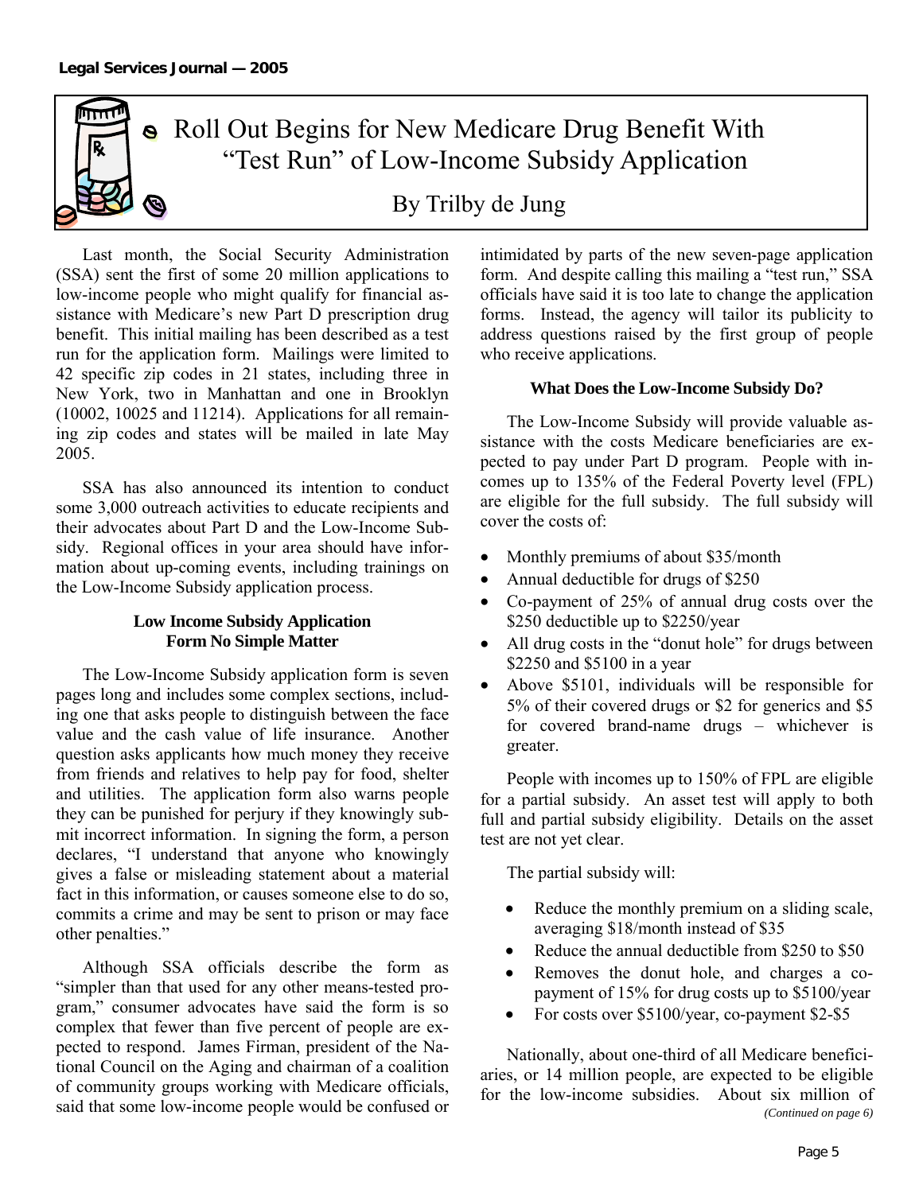# Roll Out Begins for New Medicare Drug Benefit With "Test Run" of Low-Income Subsidy Application

By Trilby de Jung

Last month, the Social Security Administration (SSA) sent the first of some 20 million applications to low-income people who might qualify for financial assistance with Medicare's new Part D prescription drug benefit. This initial mailing has been described as a test run for the application form. Mailings were limited to 42 specific zip codes in 21 states, including three in New York, two in Manhattan and one in Brooklyn (10002, 10025 and 11214). Applications for all remaining zip codes and states will be mailed in late May 2005.

SSA has also announced its intention to conduct some 3,000 outreach activities to educate recipients and their advocates about Part D and the Low-Income Subsidy. Regional offices in your area should have information about up-coming events, including trainings on the Low-Income Subsidy application process.

### Low Income Subsidy Application Form No Simple Matter

The Low-Income Subsidy application form is seven pages long and includes some complex sections, including one that asks people to distinguish between the face value and the cash value of life insurance. Another question asks applicants how much money they receive from friends and relatives to help pay for food, shelter and utilities. The application form also warns people they can be punished for perjury if they knowingly submit incorrect information. In signing the form, a person declares, "I understand that anyone who knowingly gives a false or misleading statement about a material fact in this information, or causes someone else to do so, commits a crime and may be sent to prison or may face other penalties."

Although SSA officials describe the form as "simpler than that used for any other means-tested program," consumer advocates have said the form is so complex that fewer than five percent of people are expected to respond. James Firman, president of the National Council on the Aging and chairman of a coalition of community groups working with Medicare officials, said that some low-income people would be confused or intimidated by parts of the new seven-page application form. And despite calling this mailing a "test run," SSA officials have said it is too late to change the application forms. Instead, the agency will tailor its publicity to address questions raised by the first group of people who receive applications.

### What Does the Low-Income Subsidy Do?

The Low-Income Subsidy will provide valuable assistance with the costs Medicare beneficiaries are expected to pay under Part D program. People with incomes up to 135% of the Federal Poverty level (FPL) are eligible for the full subsidy. The full subsidy will cover the costs of:

- Monthly premiums of about $35/month
- Annual deductible for drugs of $250
- Co-payment of 25% of annual drug costs over the $250 deductible up to $2250/year
- All drug costs in the "donut hole" for drugs between $2250 and $5100 in a year
- Above $5101, individuals will be responsible for 5% of their covered drugs or $2 for generics and $5 for covered brand-name drugs – whichever is greater.

People with incomes up to 150% of FPL are eligible for a partial subsidy. An asset test will apply to both full and partial subsidy eligibility. Details on the asset test are not yet clear.

The partial subsidy will:

- Reduce the monthly premium on a sliding scale, averaging $18/month instead of $35
- Reduce the annual deductible from $250 to $50
- Removes the donut hole, and charges a co-payment of 15% for drug costs up to $5100/year
- For costs over $5100/year, co-payment $2-$5

Nationally, about one-third of all Medicare beneficiaries, or 14 million people, are expected to be eligible for the low-income subsidies. About six million of

*(Continued on page 6)*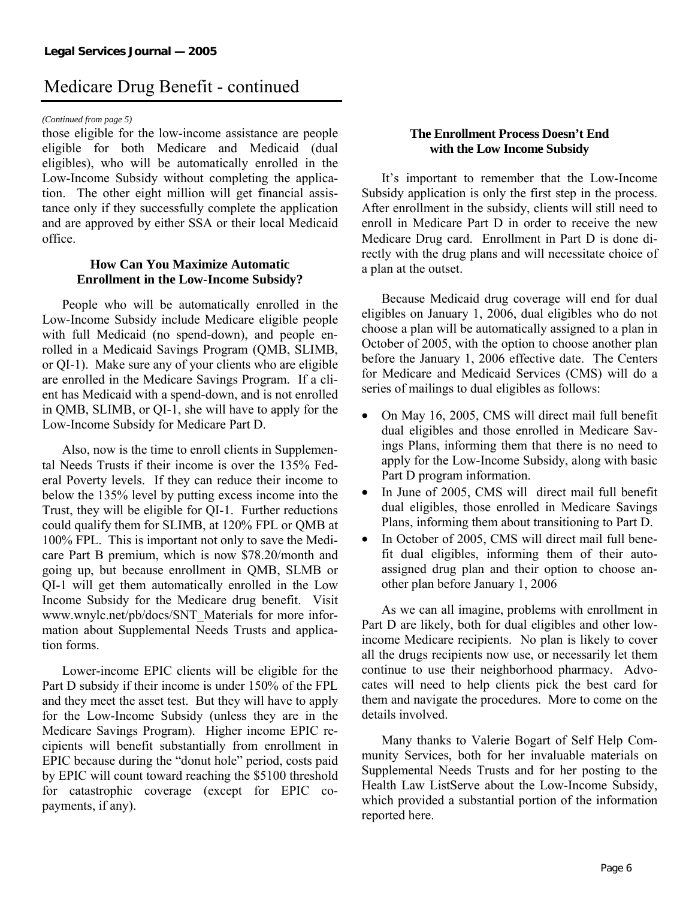# Medicare Drug Benefit - continued

*(Continued from page 5)*

those eligible for the low-income assistance are people eligible for both Medicare and Medicaid (dual eligibles), who will be automatically enrolled in the Low-Income Subsidy without completing the application. The other eight million will get financial assistance only if they successfully complete the application and are approved by either SSA or their local Medicaid office.

### How Can You Maximize Automatic Enrollment in the Low-Income Subsidy?

People who will be automatically enrolled in the Low-Income Subsidy include Medicare eligible people with full Medicaid (no spend-down), and people enrolled in a Medicaid Savings Program (QMB, SLIMB, or QI-1). Make sure any of your clients who are eligible are enrolled in the Medicare Savings Program. If a client has Medicaid with a spend-down, and is not enrolled in QMB, SLIMB, or QI-1, she will have to apply for the Low-Income Subsidy for Medicare Part D.

Also, now is the time to enroll clients in Supplemental Needs Trusts if their income is over the 135% Federal Poverty levels. If they can reduce their income to below the 135% level by putting excess income into the Trust, they will be eligible for QI-1. Further reductions could qualify them for SLIMB, at 120% FPL or QMB at 100% FPL. This is important not only to save the Medicare Part B premium, which is now $78.20/month and going up, but because enrollment in QMB, SLMB or QI-1 will get them automatically enrolled in the Low Income Subsidy for the Medicare drug benefit. Visit www.wnylc.net/pb/docs/SNT_Materials for more information about Supplemental Needs Trusts and application forms.

Lower-income EPIC clients will be eligible for the Part D subsidy if their income is under 150% of the FPL and they meet the asset test. But they will have to apply for the Low-Income Subsidy (unless they are in the Medicare Savings Program). Higher income EPIC recipients will benefit substantially from enrollment in EPIC because during the "donut hole" period, costs paid by EPIC will count toward reaching the $5100 threshold for catastrophic coverage (except for EPIC co-payments, if any).

### The Enrollment Process Doesn't End with the Low Income Subsidy

It's important to remember that the Low-Income Subsidy application is only the first step in the process. After enrollment in the subsidy, clients will still need to enroll in Medicare Part D in order to receive the new Medicare Drug card. Enrollment in Part D is done directly with the drug plans and will necessitate choice of a plan at the outset.

Because Medicaid drug coverage will end for dual eligibles on January 1, 2006, dual eligibles who do not choose a plan will be automatically assigned to a plan in October of 2005, with the option to choose another plan before the January 1, 2006 effective date. The Centers for Medicare and Medicaid Services (CMS) will do a series of mailings to dual eligibles as follows:

- On May 16, 2005, CMS will direct mail full benefit dual eligibles and those enrolled in Medicare Savings Plans, informing them that there is no need to apply for the Low-Income Subsidy, along with basic Part D program information.
- In June of 2005, CMS will direct mail full benefit dual eligibles, those enrolled in Medicare Savings Plans, informing them about transitioning to Part D.
- In October of 2005, CMS will direct mail full benefit dual eligibles, informing them of their auto-assigned drug plan and their option to choose another plan before January 1, 2006

As we can all imagine, problems with enrollment in Part D are likely, both for dual eligibles and other low-income Medicare recipients. No plan is likely to cover all the drugs recipients now use, or necessarily let them continue to use their neighborhood pharmacy. Advocates will need to help clients pick the best card for them and navigate the procedures. More to come on the details involved.

Many thanks to Valerie Bogart of Self Help Community Services, both for her invaluable materials on Supplemental Needs Trusts and for her posting to the Health Law ListServe about the Low-Income Subsidy, which provided a substantial portion of the information reported here.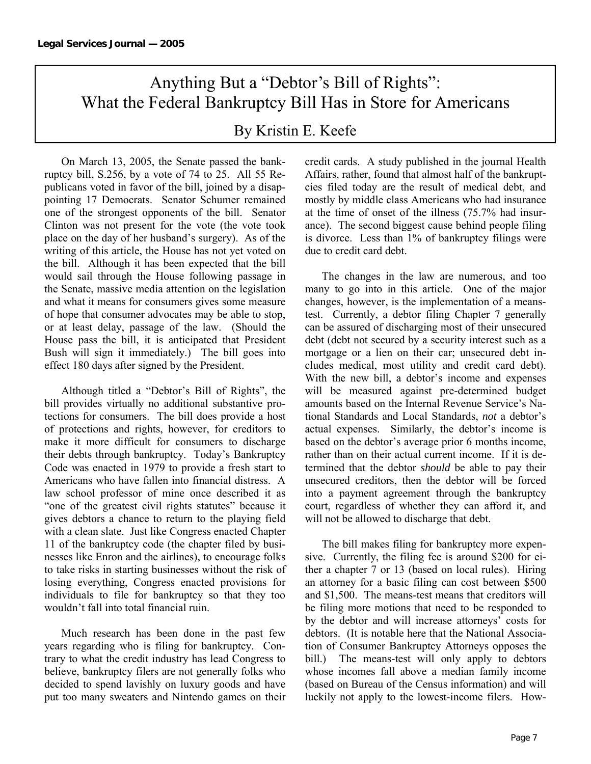# Anything But a "Debtor's Bill of Rights": What the Federal Bankruptcy Bill Has in Store for Americans

## By Kristin E. Keefe

On March 13, 2005, the Senate passed the bankruptcy bill, S.256, by a vote of 74 to 25. All 55 Republicans voted in favor of the bill, joined by a disappointing 17 Democrats. Senator Schumer remained one of the strongest opponents of the bill. Senator Clinton was not present for the vote (the vote took place on the day of her husband's surgery). As of the writing of this article, the House has not yet voted on the bill. Although it has been expected that the bill would sail through the House following passage in the Senate, massive media attention on the legislation and what it means for consumers gives some measure of hope that consumer advocates may be able to stop, or at least delay, passage of the law. (Should the House pass the bill, it is anticipated that President Bush will sign it immediately.) The bill goes into effect 180 days after signed by the President.

Although titled a "Debtor's Bill of Rights", the bill provides virtually no additional substantive protections for consumers. The bill does provide a host of protections and rights, however, for creditors to make it more difficult for consumers to discharge their debts through bankruptcy. Today's Bankruptcy Code was enacted in 1979 to provide a fresh start to Americans who have fallen into financial distress. A law school professor of mine once described it as "one of the greatest civil rights statutes" because it gives debtors a chance to return to the playing field with a clean slate. Just like Congress enacted Chapter 11 of the bankruptcy code (the chapter filed by businesses like Enron and the airlines), to encourage folks to take risks in starting businesses without the risk of losing everything, Congress enacted provisions for individuals to file for bankruptcy so that they too wouldn't fall into total financial ruin.

Much research has been done in the past few years regarding who is filing for bankruptcy. Contrary to what the credit industry has lead Congress to believe, bankruptcy filers are not generally folks who decided to spend lavishly on luxury goods and have put too many sweaters and Nintendo games on their credit cards. A study published in the journal Health Affairs, rather, found that almost half of the bankruptcies filed today are the result of medical debt, and mostly by middle class Americans who had insurance at the time of onset of the illness (75.7% had insurance). The second biggest cause behind people filing is divorce. Less than 1% of bankruptcy filings were due to credit card debt.

The changes in the law are numerous, and too many to go into in this article. One of the major changes, however, is the implementation of a means-test. Currently, a debtor filing Chapter 7 generally can be assured of discharging most of their unsecured debt (debt not secured by a security interest such as a mortgage or a lien on their car; unsecured debt includes medical, most utility and credit card debt). With the new bill, a debtor's income and expenses will be measured against pre-determined budget amounts based on the Internal Revenue Service's National Standards and Local Standards, *not* a debtor's actual expenses. Similarly, the debtor's income is based on the debtor's average prior 6 months income, rather than on their actual current income. If it is determined that the debtor *should* be able to pay their unsecured creditors, then the debtor will be forced into a payment agreement through the bankruptcy court, regardless of whether they can afford it, and will not be allowed to discharge that debt.

The bill makes filing for bankruptcy more expensive. Currently, the filing fee is around $200 for either a chapter 7 or 13 (based on local rules). Hiring an attorney for a basic filing can cost between $500 and $1,500. The means-test means that creditors will be filing more motions that need to be responded to by the debtor and will increase attorneys' costs for debtors. (It is notable here that the National Association of Consumer Bankruptcy Attorneys opposes the bill.) The means-test will only apply to debtors whose incomes fall above a median family income (based on Bureau of the Census information) and will luckily not apply to the lowest-income filers. How-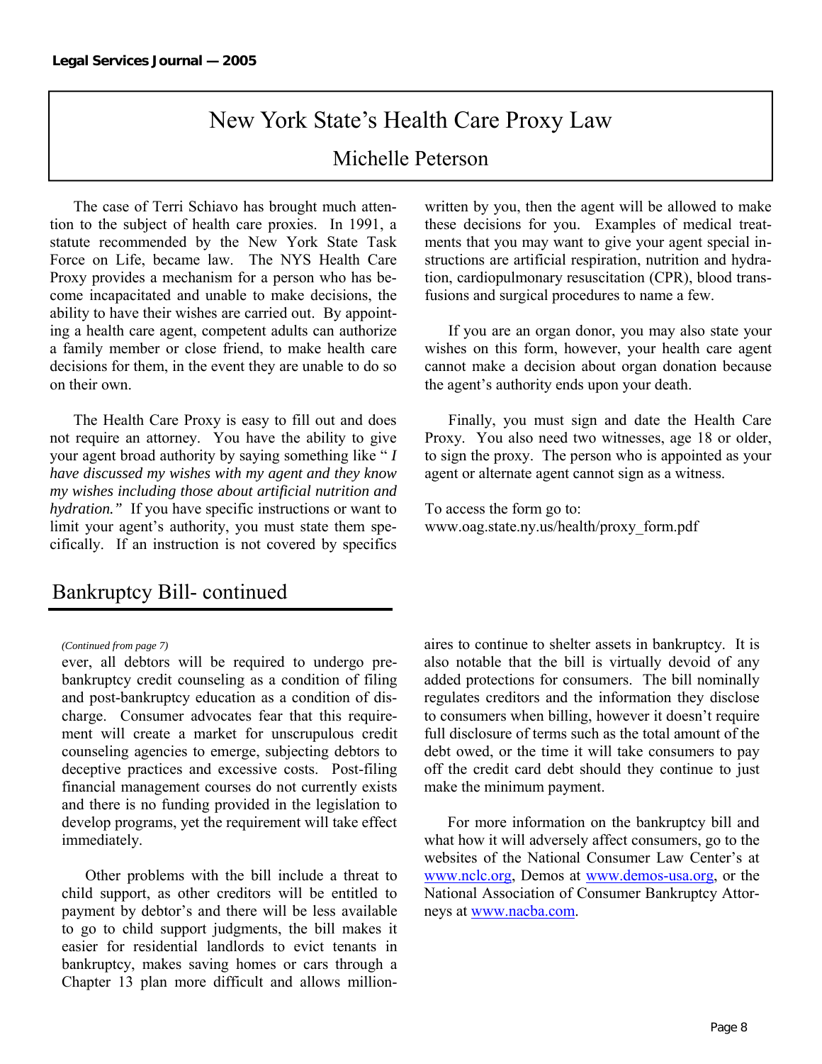# New York State's Health Care Proxy Law

## Michelle Peterson

The case of Terri Schiavo has brought much attention to the subject of health care proxies. In 1991, a statute recommended by the New York State Task Force on Life, became law. The NYS Health Care Proxy provides a mechanism for a person who has become incapacitated and unable to make decisions, the ability to have their wishes are carried out. By appointing a health care agent, competent adults can authorize a family member or close friend, to make health care decisions for them, in the event they are unable to do so on their own.

The Health Care Proxy is easy to fill out and does not require an attorney. You have the ability to give your agent broad authority by saying something like " *I have discussed my wishes with my agent and they know my wishes including those about artificial nutrition and hydration."* If you have specific instructions or want to limit your agent's authority, you must state them specifically. If an instruction is not covered by specifics written by you, then the agent will be allowed to make these decisions for you. Examples of medical treatments that you may want to give your agent special instructions are artificial respiration, nutrition and hydration, cardiopulmonary resuscitation (CPR), blood transfusions and surgical procedures to name a few.

If you are an organ donor, you may also state your wishes on this form, however, your health care agent cannot make a decision about organ donation because the agent's authority ends upon your death.

Finally, you must sign and date the Health Care Proxy. You also need two witnesses, age 18 or older, to sign the proxy. The person who is appointed as your agent or alternate agent cannot sign as a witness.

To access the form go to:
www.oag.state.ny.us/health/proxy_form.pdf

## Bankruptcy Bill- continued

*(Continued from page 7)*

ever, all debtors will be required to undergo pre-bankruptcy credit counseling as a condition of filing and post-bankruptcy education as a condition of discharge. Consumer advocates fear that this requirement will create a market for unscrupulous credit counseling agencies to emerge, subjecting debtors to deceptive practices and excessive costs. Post-filing financial management courses do not currently exists and there is no funding provided in the legislation to develop programs, yet the requirement will take effect immediately.

Other problems with the bill include a threat to child support, as other creditors will be entitled to payment by debtor's and there will be less available to go to child support judgments, the bill makes it easier for residential landlords to evict tenants in bankruptcy, makes saving homes or cars through a Chapter 13 plan more difficult and allows millionaires to continue to shelter assets in bankruptcy. It is also notable that the bill is virtually devoid of any added protections for consumers. The bill nominally regulates creditors and the information they disclose to consumers when billing, however it doesn't require full disclosure of terms such as the total amount of the debt owed, or the time it will take consumers to pay off the credit card debt should they continue to just make the minimum payment.

For more information on the bankruptcy bill and what how it will adversely affect consumers, go to the websites of the National Consumer Law Center's at www.nclc.org, Demos at www.demos-usa.org, or the National Association of Consumer Bankruptcy Attorneys at www.nacba.com.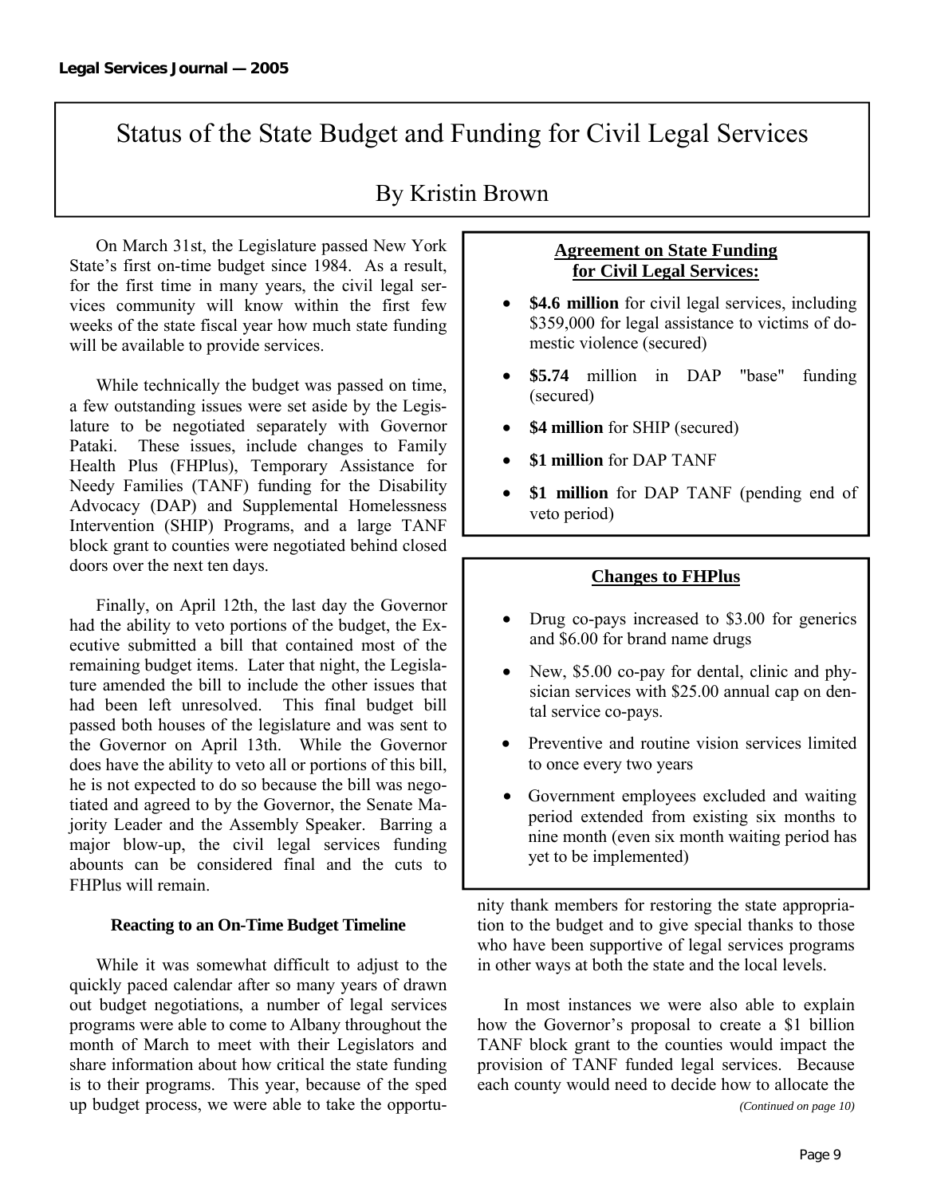# Status of the State Budget and Funding for Civil Legal Services

## By Kristin Brown

On March 31st, the Legislature passed New York State's first on-time budget since 1984. As a result, for the first time in many years, the civil legal services community will know within the first few weeks of the state fiscal year how much state funding will be available to provide services.

While technically the budget was passed on time, a few outstanding issues were set aside by the Legislature to be negotiated separately with Governor Pataki. These issues, include changes to Family Health Plus (FHPlus), Temporary Assistance for Needy Families (TANF) funding for the Disability Advocacy (DAP) and Supplemental Homelessness Intervention (SHIP) Programs, and a large TANF block grant to counties were negotiated behind closed doors over the next ten days.

Finally, on April 12th, the last day the Governor had the ability to veto portions of the budget, the Executive submitted a bill that contained most of the remaining budget items. Later that night, the Legislature amended the bill to include the other issues that had been left unresolved. This final budget bill passed both houses of the legislature and was sent to the Governor on April 13th. While the Governor does have the ability to veto all or portions of this bill, he is not expected to do so because the bill was negotiated and agreed to by the Governor, the Senate Majority Leader and the Assembly Speaker. Barring a major blow-up, the civil legal services funding abounts can be considered final and the cuts to FHPlus will remain.

**Agreement on State Funding for Civil Legal Services:**

- **$4.6 million** for civil legal services, including $359,000 for legal assistance to victims of domestic violence (secured)
- **$5.74** million in DAP "base" funding (secured)
- **$4 million** for SHIP (secured)
- **$1 million** for DAP TANF
- **$1 million** for DAP TANF (pending end of veto period)

**Changes to FHPlus**

- Drug co-pays increased to $3.00 for generics and $6.00 for brand name drugs
- New, $5.00 co-pay for dental, clinic and physician services with $25.00 annual cap on dental service co-pays.
- Preventive and routine vision services limited to once every two years
- Government employees excluded and waiting period extended from existing six months to nine month (even six month waiting period has yet to be implemented)

### Reacting to an On-Time Budget Timeline

While it was somewhat difficult to adjust to the quickly paced calendar after so many years of drawn out budget negotiations, a number of legal services programs were able to come to Albany throughout the month of March to meet with their Legislators and share information about how critical the state funding is to their programs. This year, because of the sped up budget process, we were able to take the opportunity thank members for restoring the state appropriation to the budget and to give special thanks to those who have been supportive of legal services programs in other ways at both the state and the local levels.

In most instances we were also able to explain how the Governor's proposal to create a $1 billion TANF block grant to the counties would impact the provision of TANF funded legal services. Because each county would need to decide how to allocate the

*(Continued on page 10)*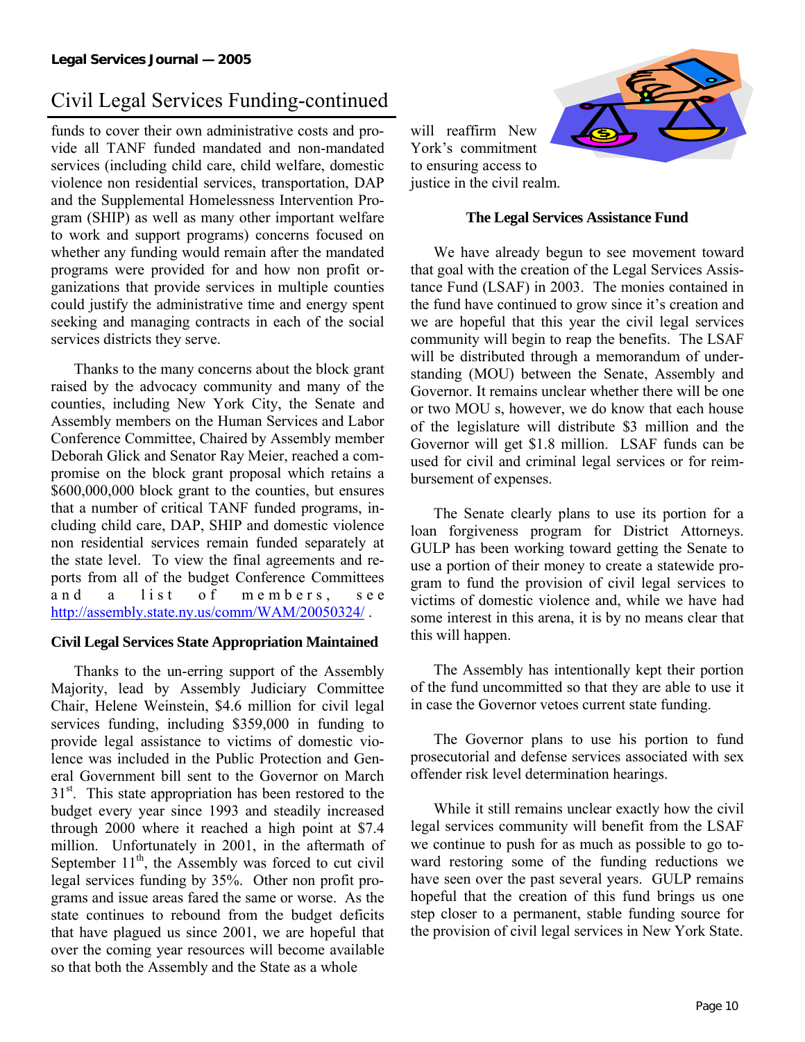# Civil Legal Services Funding-continued

funds to cover their own administrative costs and provide all TANF funded mandated and non-mandated services (including child care, child welfare, domestic violence non residential services, transportation, DAP and the Supplemental Homelessness Intervention Program (SHIP) as well as many other important welfare to work and support programs) concerns focused on whether any funding would remain after the mandated programs were provided for and how non profit organizations that provide services in multiple counties could justify the administrative time and energy spent seeking and managing contracts in each of the social services districts they serve.

Thanks to the many concerns about the block grant raised by the advocacy community and many of the counties, including New York City, the Senate and Assembly members on the Human Services and Labor Conference Committee, Chaired by Assembly member Deborah Glick and Senator Ray Meier, reached a compromise on the block grant proposal which retains a $600,000,000 block grant to the counties, but ensures that a number of critical TANF funded programs, including child care, DAP, SHIP and domestic violence non residential services remain funded separately at the state level. To view the final agreements and reports from all of the budget Conference Committees and a list of members, see http://assembly.state.ny.us/comm/WAM/20050324/ .

**Civil Legal Services State Appropriation Maintained**

Thanks to the un-erring support of the Assembly Majority, lead by Assembly Judiciary Committee Chair, Helene Weinstein, $4.6 million for civil legal services funding, including $359,000 in funding to provide legal assistance to victims of domestic violence was included in the Public Protection and General Government bill sent to the Governor on March 31st. This state appropriation has been restored to the budget every year since 1993 and steadily increased through 2000 where it reached a high point at $7.4 million. Unfortunately in 2001, in the aftermath of September 11th, the Assembly was forced to cut civil legal services funding by 35%. Other non profit programs and issue areas fared the same or worse. As the state continues to rebound from the budget deficits that have plagued us since 2001, we are hopeful that over the coming year resources will become available so that both the Assembly and the State as a whole will reaffirm New York's commitment to ensuring access to justice in the civil realm.

**The Legal Services Assistance Fund**

We have already begun to see movement toward that goal with the creation of the Legal Services Assistance Fund (LSAF) in 2003. The monies contained in the fund have continued to grow since it's creation and we are hopeful that this year the civil legal services community will begin to reap the benefits. The LSAF will be distributed through a memorandum of understanding (MOU) between the Senate, Assembly and Governor. It remains unclear whether there will be one or two MOU s, however, we do know that each house of the legislature will distribute $3 million and the Governor will get $1.8 million. LSAF funds can be used for civil and criminal legal services or for reimbursement of expenses.

The Senate clearly plans to use its portion for a loan forgiveness program for District Attorneys. GULP has been working toward getting the Senate to use a portion of their money to create a statewide program to fund the provision of civil legal services to victims of domestic violence and, while we have had some interest in this arena, it is by no means clear that this will happen.

The Assembly has intentionally kept their portion of the fund uncommitted so that they are able to use it in case the Governor vetoes current state funding.

The Governor plans to use his portion to fund prosecutorial and defense services associated with sex offender risk level determination hearings.

While it still remains unclear exactly how the civil legal services community will benefit from the LSAF we continue to push for as much as possible to go toward restoring some of the funding reductions we have seen over the past several years. GULP remains hopeful that the creation of this fund brings us one step closer to a permanent, stable funding source for the provision of civil legal services in New York State.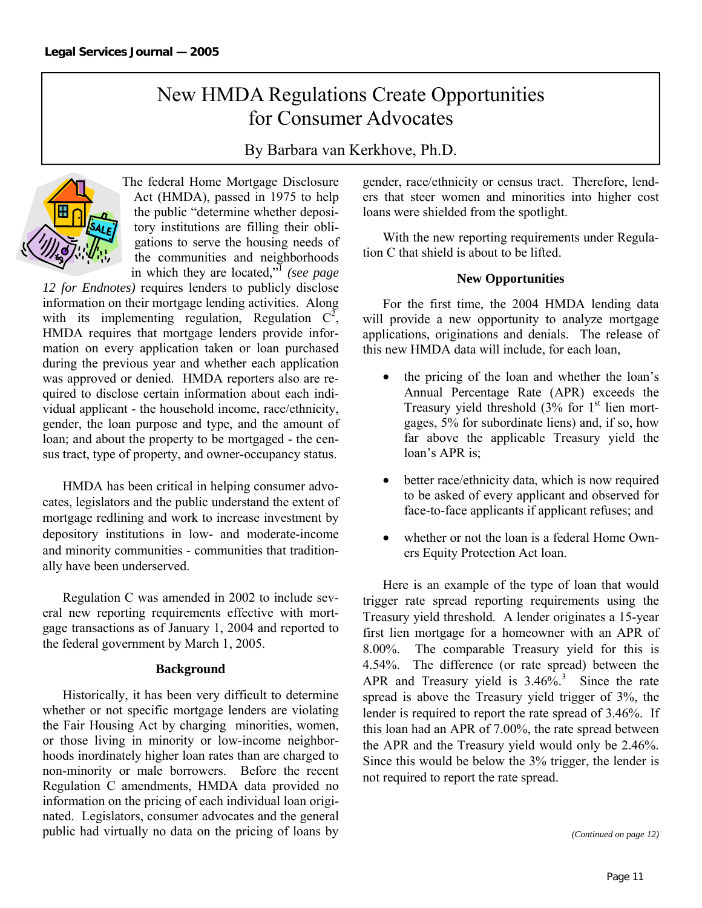# New HMDA Regulations Create Opportunities for Consumer Advocates

By Barbara van Kerkhove, Ph.D.

The federal Home Mortgage Disclosure Act (HMDA), passed in 1975 to help the public "determine whether depository institutions are filling their obligations to serve the housing needs of the communities and neighborhoods in which they are located,"[1] *(see page 12 for Endnotes)* requires lenders to publicly disclose information on their mortgage lending activities. Along with its implementing regulation, Regulation C[2], HMDA requires that mortgage lenders provide information on every application taken or loan purchased during the previous year and whether each application was approved or denied. HMDA reporters also are required to disclose certain information about each individual applicant - the household income, race/ethnicity, gender, the loan purpose and type, and the amount of loan; and about the property to be mortgaged - the census tract, type of property, and owner-occupancy status.

HMDA has been critical in helping consumer advocates, legislators and the public understand the extent of mortgage redlining and work to increase investment by depository institutions in low- and moderate-income and minority communities - communities that traditionally have been underserved.

Regulation C was amended in 2002 to include several new reporting requirements effective with mortgage transactions as of January 1, 2004 and reported to the federal government by March 1, 2005.

**Background**

Historically, it has been very difficult to determine whether or not specific mortgage lenders are violating the Fair Housing Act by charging minorities, women, or those living in minority or low-income neighborhoods inordinately higher loan rates than are charged to non-minority or male borrowers. Before the recent Regulation C amendments, HMDA data provided no information on the pricing of each individual loan originated. Legislators, consumer advocates and the general public had virtually no data on the pricing of loans by gender, race/ethnicity or census tract. Therefore, lenders that steer women and minorities into higher cost loans were shielded from the spotlight.

With the new reporting requirements under Regulation C that shield is about to be lifted.

**New Opportunities**

For the first time, the 2004 HMDA lending data will provide a new opportunity to analyze mortgage applications, originations and denials. The release of this new HMDA data will include, for each loan,

- the pricing of the loan and whether the loan's Annual Percentage Rate (APR) exceeds the Treasury yield threshold (3% for 1st lien mortgages, 5% for subordinate liens) and, if so, how far above the applicable Treasury yield the loan's APR is;
- better race/ethnicity data, which is now required to be asked of every applicant and observed for face-to-face applicants if applicant refuses; and
- whether or not the loan is a federal Home Owners Equity Protection Act loan.

Here is an example of the type of loan that would trigger rate spread reporting requirements using the Treasury yield threshold. A lender originates a 15-year first lien mortgage for a homeowner with an APR of 8.00%. The comparable Treasury yield for this is 4.54%. The difference (or rate spread) between the APR and Treasury yield is 3.46%.[3] Since the rate spread is above the Treasury yield trigger of 3%, the lender is required to report the rate spread of 3.46%. If this loan had an APR of 7.00%, the rate spread between the APR and the Treasury yield would only be 2.46%. Since this would be below the 3% trigger, the lender is not required to report the rate spread.

*(Continued on page 12)*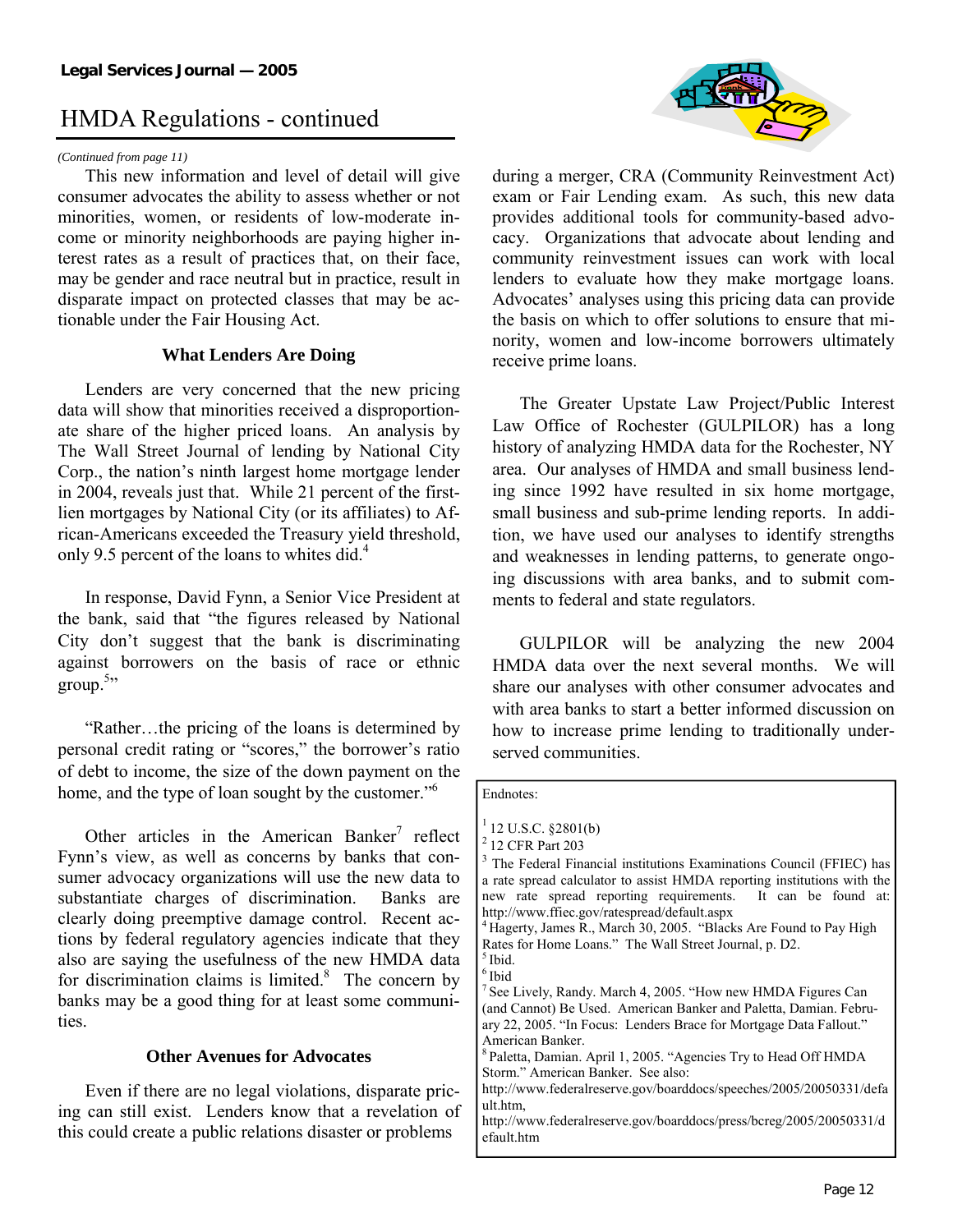# HMDA Regulations - continued

*(Continued from page 11)*

This new information and level of detail will give consumer advocates the ability to assess whether or not minorities, women, or residents of low-moderate income or minority neighborhoods are paying higher interest rates as a result of practices that, on their face, may be gender and race neutral but in practice, result in disparate impact on protected classes that may be actionable under the Fair Housing Act.

### What Lenders Are Doing

Lenders are very concerned that the new pricing data will show that minorities received a disproportionate share of the higher priced loans. An analysis by The Wall Street Journal of lending by National City Corp., the nation's ninth largest home mortgage lender in 2004, reveals just that. While 21 percent of the first-lien mortgages by National City (or its affiliates) to African-Americans exceeded the Treasury yield threshold, only 9.5 percent of the loans to whites did.[4]

In response, David Fynn, a Senior Vice President at the bank, said that "the figures released by National City don't suggest that the bank is discriminating against borrowers on the basis of race or ethnic group.[5]"

"Rather…the pricing of the loans is determined by personal credit rating or "scores," the borrower's ratio of debt to income, the size of the down payment on the home, and the type of loan sought by the customer."[6]

Other articles in the American Banker[7] reflect Fynn's view, as well as concerns by banks that consumer advocacy organizations will use the new data to substantiate charges of discrimination. Banks are clearly doing preemptive damage control. Recent actions by federal regulatory agencies indicate that they also are saying the usefulness of the new HMDA data for discrimination claims is limited.[8] The concern by banks may be a good thing for at least some communities.

### Other Avenues for Advocates

Even if there are no legal violations, disparate pricing can still exist. Lenders know that a revelation of this could create a public relations disaster or problems during a merger, CRA (Community Reinvestment Act) exam or Fair Lending exam. As such, this new data provides additional tools for community-based advocacy. Organizations that advocate about lending and community reinvestment issues can work with local lenders to evaluate how they make mortgage loans. Advocates' analyses using this pricing data can provide the basis on which to offer solutions to ensure that minority, women and low-income borrowers ultimately receive prime loans.

The Greater Upstate Law Project/Public Interest Law Office of Rochester (GULPILOR) has a long history of analyzing HMDA data for the Rochester, NY area. Our analyses of HMDA and small business lending since 1992 have resulted in six home mortgage, small business and sub-prime lending reports. In addition, we have used our analyses to identify strengths and weaknesses in lending patterns, to generate ongoing discussions with area banks, and to submit comments to federal and state regulators.

GULPILOR will be analyzing the new 2004 HMDA data over the next several months. We will share our analyses with other consumer advocates and with area banks to start a better informed discussion on how to increase prime lending to traditionally underserved communities.

---

Endnotes:

[1] 12 U.S.C. §2801(b)
[2] 12 CFR Part 203
[3] The Federal Financial institutions Examinations Council (FFIEC) has a rate spread calculator to assist HMDA reporting institutions with the new rate spread reporting requirements. It can be found at: http://www.ffiec.gov/ratespread/default.aspx
[4] Hagerty, James R., March 30, 2005. "Blacks Are Found to Pay High Rates for Home Loans." The Wall Street Journal, p. D2.
[5] Ibid.
[6] Ibid
[7] See Lively, Randy. March 4, 2005. "How new HMDA Figures Can (and Cannot) Be Used. American Banker and Paletta, Damian. February 22, 2005. "In Focus: Lenders Brace for Mortgage Data Fallout." American Banker.
[8] Paletta, Damian. April 1, 2005. "Agencies Try to Head Off HMDA Storm." American Banker. See also: http://www.federalreserve.gov/boarddocs/speeches/2005/20050331/default.htm, http://www.federalreserve.gov/boarddocs/press/bcreg/2005/20050331/default.htm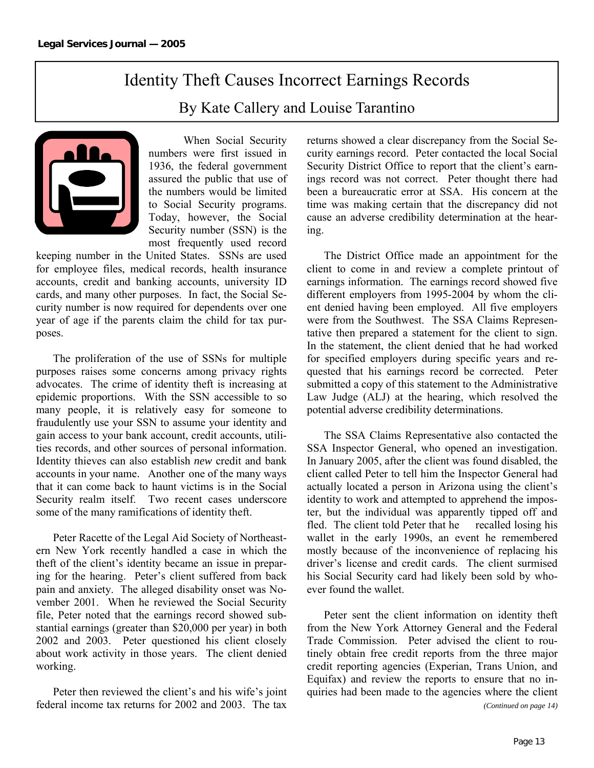# Identity Theft Causes Incorrect Earnings Records

By Kate Callery and Louise Tarantino

When Social Security numbers were first issued in 1936, the federal government assured the public that use of the numbers would be limited to Social Security programs. Today, however, the Social Security number (SSN) is the most frequently used record keeping number in the United States. SSNs are used for employee files, medical records, health insurance accounts, credit and banking accounts, university ID cards, and many other purposes. In fact, the Social Security number is now required for dependents over one year of age if the parents claim the child for tax purposes.

The proliferation of the use of SSNs for multiple purposes raises some concerns among privacy rights advocates. The crime of identity theft is increasing at epidemic proportions. With the SSN accessible to so many people, it is relatively easy for someone to fraudulently use your SSN to assume your identity and gain access to your bank account, credit accounts, utilities records, and other sources of personal information. Identity thieves can also establish *new* credit and bank accounts in your name. Another one of the many ways that it can come back to haunt victims is in the Social Security realm itself. Two recent cases underscore some of the many ramifications of identity theft.

Peter Racette of the Legal Aid Society of Northeastern New York recently handled a case in which the theft of the client's identity became an issue in preparing for the hearing. Peter's client suffered from back pain and anxiety. The alleged disability onset was November 2001. When he reviewed the Social Security file, Peter noted that the earnings record showed substantial earnings (greater than $20,000 per year) in both 2002 and 2003. Peter questioned his client closely about work activity in those years. The client denied working.

Peter then reviewed the client's and his wife's joint federal income tax returns for 2002 and 2003. The tax returns showed a clear discrepancy from the Social Security earnings record. Peter contacted the local Social Security District Office to report that the client's earnings record was not correct. Peter thought there had been a bureaucratic error at SSA. His concern at the time was making certain that the discrepancy did not cause an adverse credibility determination at the hearing.

The District Office made an appointment for the client to come in and review a complete printout of earnings information. The earnings record showed five different employers from 1995-2004 by whom the client denied having been employed. All five employers were from the Southwest. The SSA Claims Representative then prepared a statement for the client to sign. In the statement, the client denied that he had worked for specified employers during specific years and requested that his earnings record be corrected. Peter submitted a copy of this statement to the Administrative Law Judge (ALJ) at the hearing, which resolved the potential adverse credibility determinations.

The SSA Claims Representative also contacted the SSA Inspector General, who opened an investigation. In January 2005, after the client was found disabled, the client called Peter to tell him the Inspector General had actually located a person in Arizona using the client's identity to work and attempted to apprehend the imposter, but the individual was apparently tipped off and fled. The client told Peter that he recalled losing his wallet in the early 1990s, an event he remembered mostly because of the inconvenience of replacing his driver's license and credit cards. The client surmised his Social Security card had likely been sold by whoever found the wallet.

Peter sent the client information on identity theft from the New York Attorney General and the Federal Trade Commission. Peter advised the client to routinely obtain free credit reports from the three major credit reporting agencies (Experian, Trans Union, and Equifax) and review the reports to ensure that no inquiries had been made to the agencies where the client

*(Continued on page 14)*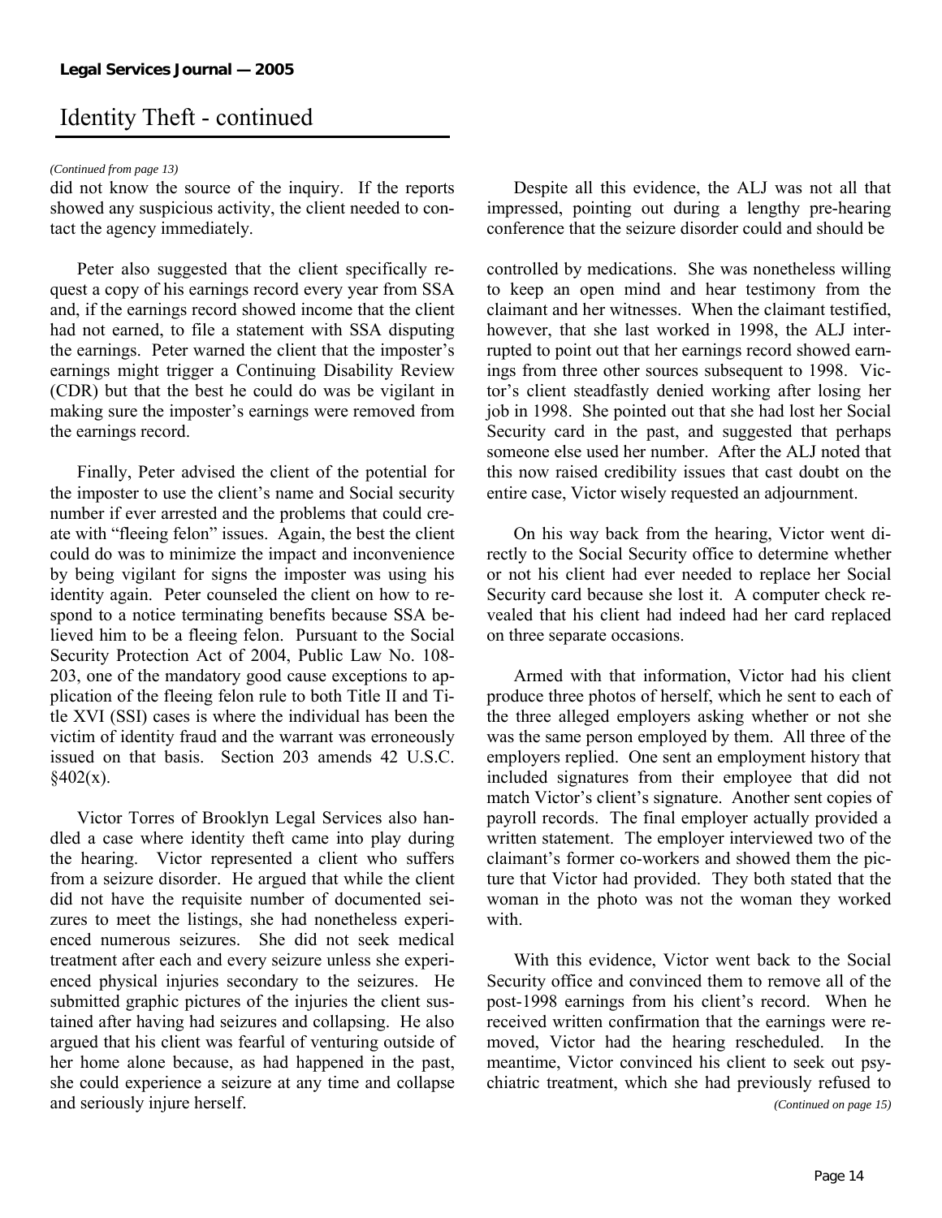# Identity Theft - continued

*(Continued from page 13)*

did not know the source of the inquiry. If the reports showed any suspicious activity, the client needed to contact the agency immediately.

Peter also suggested that the client specifically request a copy of his earnings record every year from SSA and, if the earnings record showed income that the client had not earned, to file a statement with SSA disputing the earnings. Peter warned the client that the imposter's earnings might trigger a Continuing Disability Review (CDR) but that the best he could do was be vigilant in making sure the imposter's earnings were removed from the earnings record.

Finally, Peter advised the client of the potential for the imposter to use the client's name and Social security number if ever arrested and the problems that could create with "fleeing felon" issues. Again, the best the client could do was to minimize the impact and inconvenience by being vigilant for signs the imposter was using his identity again. Peter counseled the client on how to respond to a notice terminating benefits because SSA believed him to be a fleeing felon. Pursuant to the Social Security Protection Act of 2004, Public Law No. 108-203, one of the mandatory good cause exceptions to application of the fleeing felon rule to both Title II and Title XVI (SSI) cases is where the individual has been the victim of identity fraud and the warrant was erroneously issued on that basis. Section 203 amends 42 U.S.C. §402(x).

Victor Torres of Brooklyn Legal Services also handled a case where identity theft came into play during the hearing. Victor represented a client who suffers from a seizure disorder. He argued that while the client did not have the requisite number of documented seizures to meet the listings, she had nonetheless experienced numerous seizures. She did not seek medical treatment after each and every seizure unless she experienced physical injuries secondary to the seizures. He submitted graphic pictures of the injuries the client sustained after having had seizures and collapsing. He also argued that his client was fearful of venturing outside of her home alone because, as had happened in the past, she could experience a seizure at any time and collapse and seriously injure herself.

Despite all this evidence, the ALJ was not all that impressed, pointing out during a lengthy pre-hearing conference that the seizure disorder could and should be controlled by medications. She was nonetheless willing to keep an open mind and hear testimony from the claimant and her witnesses. When the claimant testified, however, that she last worked in 1998, the ALJ interrupted to point out that her earnings record showed earnings from three other sources subsequent to 1998. Victor's client steadfastly denied working after losing her job in 1998. She pointed out that she had lost her Social Security card in the past, and suggested that perhaps someone else used her number. After the ALJ noted that this now raised credibility issues that cast doubt on the entire case, Victor wisely requested an adjournment.

On his way back from the hearing, Victor went directly to the Social Security office to determine whether or not his client had ever needed to replace her Social Security card because she lost it. A computer check revealed that his client had indeed had her card replaced on three separate occasions.

Armed with that information, Victor had his client produce three photos of herself, which he sent to each of the three alleged employers asking whether or not she was the same person employed by them. All three of the employers replied. One sent an employment history that included signatures from their employee that did not match Victor's client's signature. Another sent copies of payroll records. The final employer actually provided a written statement. The employer interviewed two of the claimant's former co-workers and showed them the picture that Victor had provided. They both stated that the woman in the photo was not the woman they worked with.

With this evidence, Victor went back to the Social Security office and convinced them to remove all of the post-1998 earnings from his client's record. When he received written confirmation that the earnings were removed, Victor had the hearing rescheduled. In the meantime, Victor convinced his client to seek out psychiatric treatment, which she had previously refused to

*(Continued on page 15)*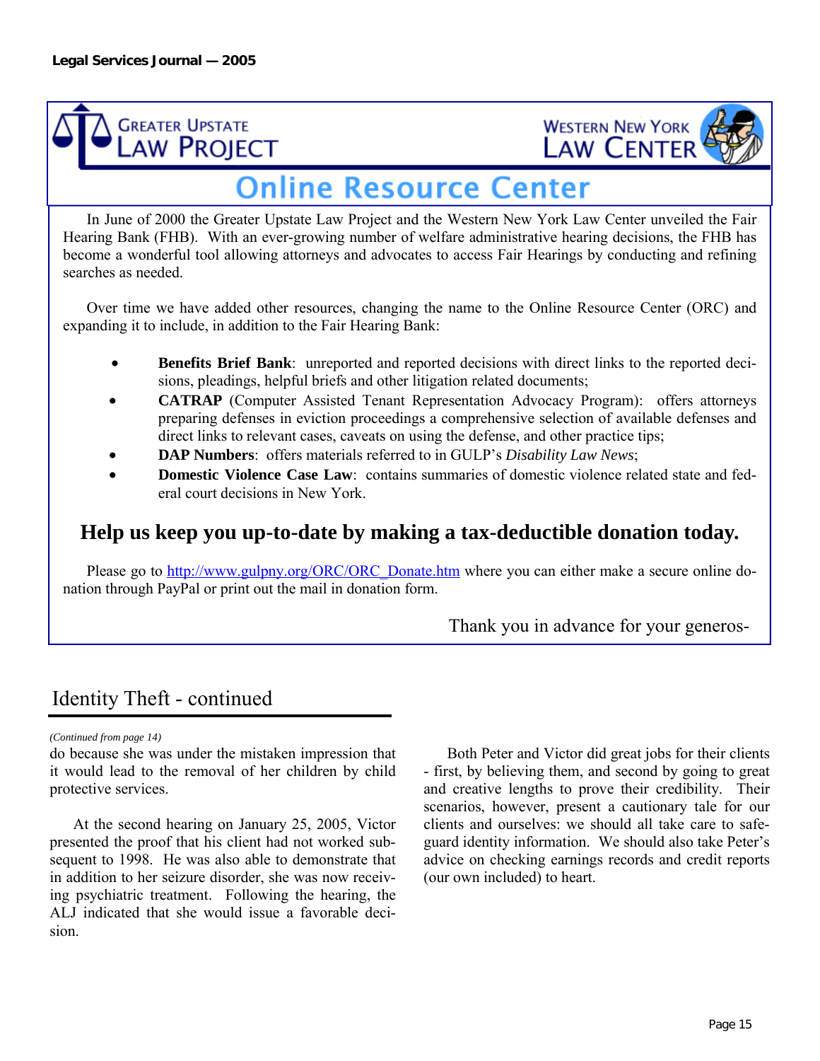Greater Upstate Law Project

Western New York Law Center

## Online Resource Center

In June of 2000 the Greater Upstate Law Project and the Western New York Law Center unveiled the Fair Hearing Bank (FHB). With an ever-growing number of welfare administrative hearing decisions, the FHB has become a wonderful tool allowing attorneys and advocates to access Fair Hearings by conducting and refining searches as needed.

Over time we have added other resources, changing the name to the Online Resource Center (ORC) and expanding it to include, in addition to the Fair Hearing Bank:

- **Benefits Brief Bank**: unreported and reported decisions with direct links to the reported decisions, pleadings, helpful briefs and other litigation related documents;
- **CATRAP** (Computer Assisted Tenant Representation Advocacy Program): offers attorneys preparing defenses in eviction proceedings a comprehensive selection of available defenses and direct links to relevant cases, caveats on using the defense, and other practice tips;
- **DAP Numbers**: offers materials referred to in GULP's *Disability Law News*;
- **Domestic Violence Case Law**: contains summaries of domestic violence related state and federal court decisions in New York.

### Help us keep you up-to-date by making a tax-deductible donation today.

Please go to http://www.gulpny.org/ORC/ORC_Donate.htm where you can either make a secure online donation through PayPal or print out the mail in donation form.

Thank you in advance for your generos-

## Identity Theft - continued

*(Continued from page 14)*

do because she was under the mistaken impression that it would lead to the removal of her children by child protective services.

At the second hearing on January 25, 2005, Victor presented the proof that his client had not worked subsequent to 1998. He was also able to demonstrate that in addition to her seizure disorder, she was now receiving psychiatric treatment. Following the hearing, the ALJ indicated that she would issue a favorable decision.

Both Peter and Victor did great jobs for their clients - first, by believing them, and second by going to great and creative lengths to prove their credibility. Their scenarios, however, present a cautionary tale for our clients and ourselves: we should all take care to safeguard identity information. We should also take Peter's advice on checking earnings records and credit reports (our own included) to heart.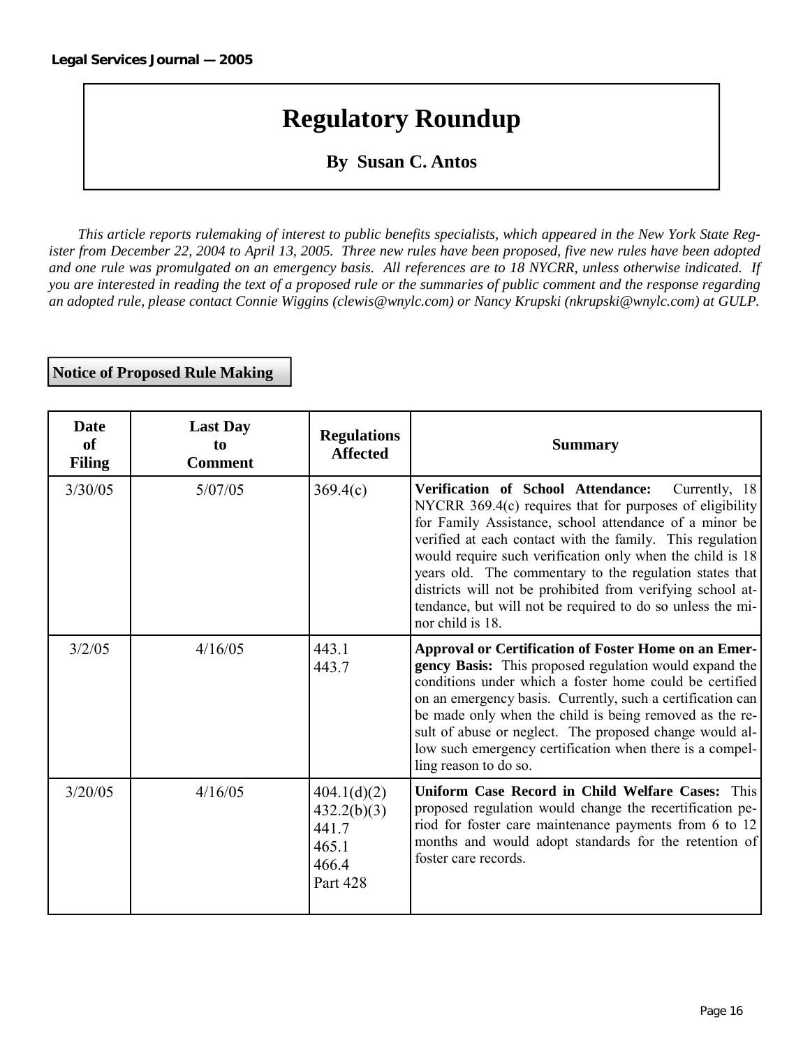# Regulatory Roundup

**By Susan C. Antos**

*This article reports rulemaking of interest to public benefits specialists, which appeared in the New York State Register from December 22, 2004 to April 13, 2005. Three new rules have been proposed, five new rules have been adopted and one rule was promulgated on an emergency basis. All references are to 18 NYCRR, unless otherwise indicated. If you are interested in reading the text of a proposed rule or the summaries of public comment and the response regarding an adopted rule, please contact Connie Wiggins (clewis@wnylc.com) or Nancy Krupski (nkrupski@wnylc.com) at GULP.*

## Notice of Proposed Rule Making

| Date of Filing | Last Day to Comment | Regulations Affected | Summary |
|---|---|---|---|
| 3/30/05 | 5/07/05 | 369.4(c) | **Verification of School Attendance:** Currently, 18 NYCRR 369.4(c) requires that for purposes of eligibility for Family Assistance, school attendance of a minor be verified at each contact with the family. This regulation would require such verification only when the child is 18 years old. The commentary to the regulation states that districts will not be prohibited from verifying school attendance, but will not be required to do so unless the minor child is 18. |
| 3/2/05 | 4/16/05 | 443.1<br>443.7 | **Approval or Certification of Foster Home on an Emergency Basis:** This proposed regulation would expand the conditions under which a foster home could be certified on an emergency basis. Currently, such a certification can be made only when the child is being removed as the result of abuse or neglect. The proposed change would allow such emergency certification when there is a compelling reason to do so. |
| 3/20/05 | 4/16/05 | 404.1(d)(2)<br>432.2(b)(3)<br>441.7<br>465.1<br>466.4<br>Part 428 | **Uniform Case Record in Child Welfare Cases:** This proposed regulation would change the recertification period for foster care maintenance payments from 6 to 12 months and would adopt standards for the retention of foster care records. |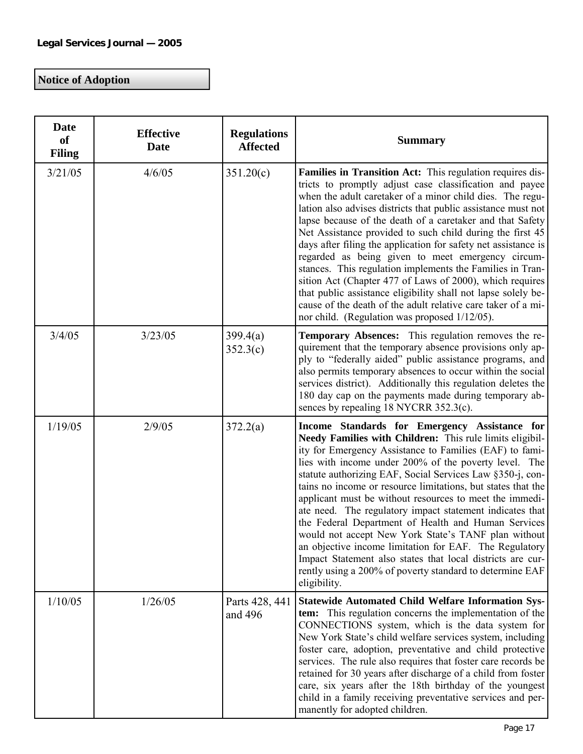## Notice of Adoption

| Date of Filing | Effective Date | Regulations Affected | Summary |
|---|---|---|---|
| 3/21/05 | 4/6/05 | 351.20(c) | **Families in Transition Act:** This regulation requires districts to promptly adjust case classification and payee when the adult caretaker of a minor child dies. The regulation also advises districts that public assistance must not lapse because of the death of a caretaker and that Safety Net Assistance provided to such child during the first 45 days after filing the application for safety net assistance is regarded as being given to meet emergency circumstances. This regulation implements the Families in Transition Act (Chapter 477 of Laws of 2000), which requires that public assistance eligibility shall not lapse solely because of the death of the adult relative care taker of a minor child. (Regulation was proposed 1/12/05). |
| 3/4/05 | 3/23/05 | 399.4(a) 352.3(c) | **Temporary Absences:** This regulation removes the requirement that the temporary absence provisions only apply to "federally aided" public assistance programs, and also permits temporary absences to occur within the social services district). Additionally this regulation deletes the 180 day cap on the payments made during temporary absences by repealing 18 NYCRR 352.3(c). |
| 1/19/05 | 2/9/05 | 372.2(a) | **Income Standards for Emergency Assistance for Needy Families with Children:** This rule limits eligibility for Emergency Assistance to Families (EAF) to families with income under 200% of the poverty level. The statute authorizing EAF, Social Services Law §350-j, contains no income or resource limitations, but states that the applicant must be without resources to meet the immediate need. The regulatory impact statement indicates that the Federal Department of Health and Human Services would not accept New York State's TANF plan without an objective income limitation for EAF. The Regulatory Impact Statement also states that local districts are currently using a 200% of poverty standard to determine EAF eligibility. |
| 1/10/05 | 1/26/05 | Parts 428, 441 and 496 | **Statewide Automated Child Welfare Information System:** This regulation concerns the implementation of the CONNECTIONS system, which is the data system for New York State's child welfare services system, including foster care, adoption, preventative and child protective services. The rule also requires that foster care records be retained for 30 years after discharge of a child from foster care, six years after the 18th birthday of the youngest child in a family receiving preventative services and permanently for adopted children. |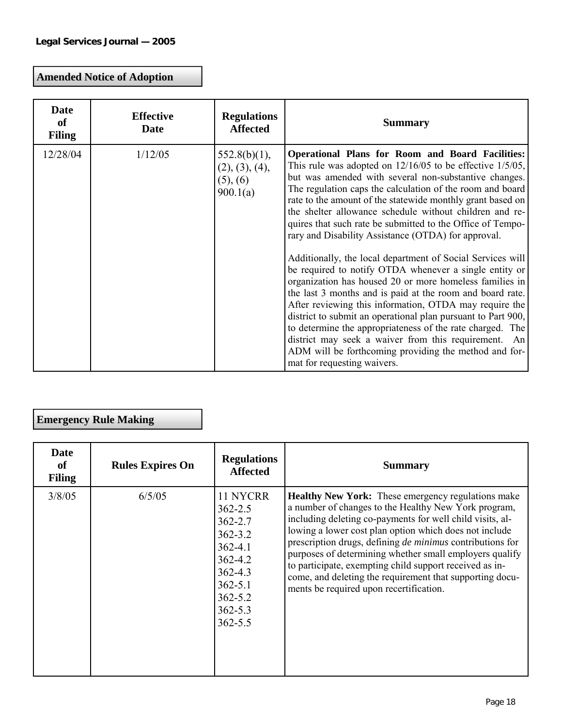## Amended Notice of Adoption

| Date of Filing | Effective Date | Regulations Affected | Summary |
|---|---|---|---|
| 12/28/04 | 1/12/05 | 552.8(b)(1), (2), (3), (4), (5), (6) 900.1(a) | **Operational Plans for Room and Board Facilities:** This rule was adopted on 12/16/05 to be effective 1/5/05, but was amended with several non-substantive changes. The regulation caps the calculation of the room and board rate to the amount of the statewide monthly grant based on the shelter allowance schedule without children and requires that such rate be submitted to the Office of Temporary and Disability Assistance (OTDA) for approval.<br><br>Additionally, the local department of Social Services will be required to notify OTDA whenever a single entity or organization has housed 20 or more homeless families in the last 3 months and is paid at the room and board rate. After reviewing this information, OTDA may require the district to submit an operational plan pursuant to Part 900, to determine the appropriateness of the rate charged. The district may seek a waiver from this requirement. An ADM will be forthcoming providing the method and format for requesting waivers. |

## Emergency Rule Making

| Date of Filing | Rules Expires On | Regulations Affected | Summary |
|---|---|---|---|
| 3/8/05 | 6/5/05 | 11 NYCRR 362-2.5 362-2.7 362-3.2 362-4.1 362-4.2 362-4.3 362-5.1 362-5.2 362-5.3 362-5.5 | **Healthy New York:** These emergency regulations make a number of changes to the Healthy New York program, including deleting co-payments for well child visits, allowing a lower cost plan option which does not include prescription drugs, defining *de minimus* contributions for purposes of determining whether small employers qualify to participate, exempting child support received as income, and deleting the requirement that supporting documents be required upon recertification. |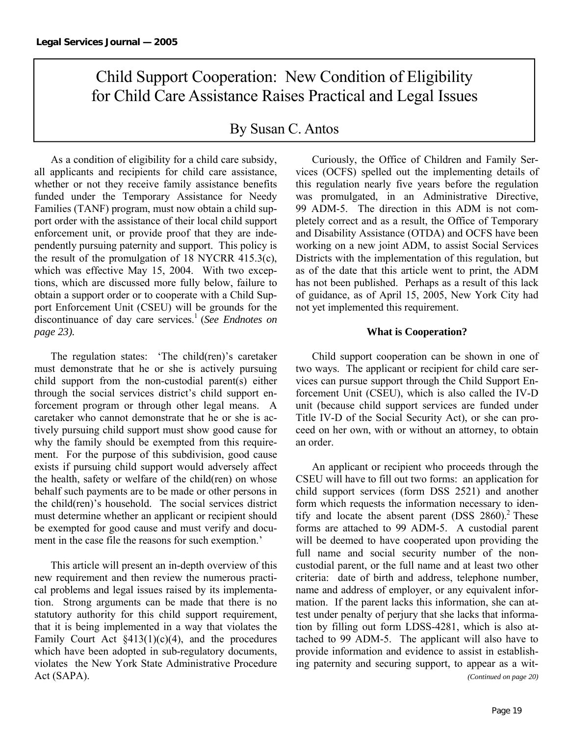# Child Support Cooperation: New Condition of Eligibility for Child Care Assistance Raises Practical and Legal Issues

## By Susan C. Antos

As a condition of eligibility for a child care subsidy, all applicants and recipients for child care assistance, whether or not they receive family assistance benefits funded under the Temporary Assistance for Needy Families (TANF) program, must now obtain a child support order with the assistance of their local child support enforcement unit, or provide proof that they are independently pursuing paternity and support. This policy is the result of the promulgation of 18 NYCRR 415.3(c), which was effective May 15, 2004. With two exceptions, which are discussed more fully below, failure to obtain a support order or to cooperate with a Child Support Enforcement Unit (CSEU) will be grounds for the discontinuance of day care services.[1] (*See Endnotes on page 23).*

The regulation states: 'The child(ren)'s caretaker must demonstrate that he or she is actively pursuing child support from the non-custodial parent(s) either through the social services district's child support enforcement program or through other legal means. A caretaker who cannot demonstrate that he or she is actively pursuing child support must show good cause for why the family should be exempted from this requirement. For the purpose of this subdivision, good cause exists if pursuing child support would adversely affect the health, safety or welfare of the child(ren) on whose behalf such payments are to be made or other persons in the child(ren)'s household. The social services district must determine whether an applicant or recipient should be exempted for good cause and must verify and document in the case file the reasons for such exemption.'

This article will present an in-depth overview of this new requirement and then review the numerous practical problems and legal issues raised by its implementation. Strong arguments can be made that there is no statutory authority for this child support requirement, that it is being implemented in a way that violates the Family Court Act §413(1)(c)(4), and the procedures which have been adopted in sub-regulatory documents, violates the New York State Administrative Procedure Act (SAPA).

Curiously, the Office of Children and Family Services (OCFS) spelled out the implementing details of this regulation nearly five years before the regulation was promulgated, in an Administrative Directive, 99 ADM-5. The direction in this ADM is not completely correct and as a result, the Office of Temporary and Disability Assistance (OTDA) and OCFS have been working on a new joint ADM, to assist Social Services Districts with the implementation of this regulation, but as of the date that this article went to print, the ADM has not been published. Perhaps as a result of this lack of guidance, as of April 15, 2005, New York City had not yet implemented this requirement.

### What is Cooperation?

Child support cooperation can be shown in one of two ways. The applicant or recipient for child care services can pursue support through the Child Support Enforcement Unit (CSEU), which is also called the IV-D unit (because child support services are funded under Title IV-D of the Social Security Act), or she can proceed on her own, with or without an attorney, to obtain an order.

An applicant or recipient who proceeds through the CSEU will have to fill out two forms: an application for child support services (form DSS 2521) and another form which requests the information necessary to identify and locate the absent parent (DSS 2860).[2] These forms are attached to 99 ADM-5. A custodial parent will be deemed to have cooperated upon providing the full name and social security number of the non-custodial parent, or the full name and at least two other criteria: date of birth and address, telephone number, name and address of employer, or any equivalent information. If the parent lacks this information, she can attest under penalty of perjury that she lacks that information by filling out form LDSS-4281, which is also attached to 99 ADM-5. The applicant will also have to provide information and evidence to assist in establishing paternity and securing support, to appear as a wit-

*(Continued on page 20)*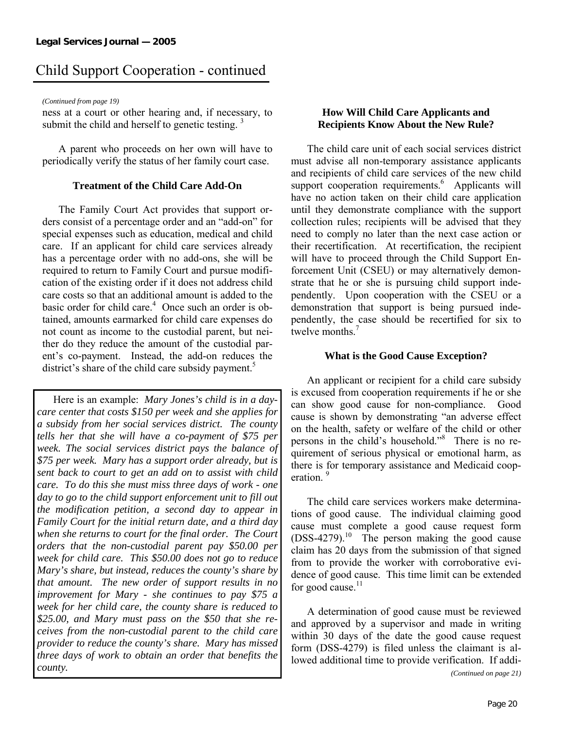# Child Support Cooperation - continued

*(Continued from page 19)*

ness at a court or other hearing and, if necessary, to submit the child and herself to genetic testing. [3]

A parent who proceeds on her own will have to periodically verify the status of her family court case.

### Treatment of the Child Care Add-On

The Family Court Act provides that support orders consist of a percentage order and an "add-on" for special expenses such as education, medical and child care. If an applicant for child care services already has a percentage order with no add-ons, she will be required to return to Family Court and pursue modification of the existing order if it does not address child care costs so that an additional amount is added to the basic order for child care.[4] Once such an order is obtained, amounts earmarked for child care expenses do not count as income to the custodial parent, but neither do they reduce the amount of the custodial parent's co-payment. Instead, the add-on reduces the district's share of the child care subsidy payment.[5]

> Here is an example: *Mary Jones's child is in a day-care center that costs $150 per week and she applies for a subsidy from her social services district. The county tells her that she will have a co-payment of $75 per week. The social services district pays the balance of $75 per week. Mary has a support order already, but is sent back to court to get an add on to assist with child care. To do this she must miss three days of work - one day to go to the child support enforcement unit to fill out the modification petition, a second day to appear in Family Court for the initial return date, and a third day when she returns to court for the final order. The Court orders that the non-custodial parent pay $50.00 per week for child care. This $50.00 does not go to reduce Mary's share, but instead, reduces the county's share by that amount. The new order of support results in no improvement for Mary - she continues to pay $75 a week for her child care, the county share is reduced to $25.00, and Mary must pass on the $50 that she receives from the non-custodial parent to the child care provider to reduce the county's share. Mary has missed three days of work to obtain an order that benefits the county.*

### How Will Child Care Applicants and Recipients Know About the New Rule?

The child care unit of each social services district must advise all non-temporary assistance applicants and recipients of child care services of the new child support cooperation requirements.[6] Applicants will have no action taken on their child care application until they demonstrate compliance with the support collection rules; recipients will be advised that they need to comply no later than the next case action or their recertification. At recertification, the recipient will have to proceed through the Child Support Enforcement Unit (CSEU) or may alternatively demonstrate that he or she is pursuing child support independently. Upon cooperation with the CSEU or a demonstration that support is being pursued independently, the case should be recertified for six to twelve months.[7]

### What is the Good Cause Exception?

An applicant or recipient for a child care subsidy is excused from cooperation requirements if he or she can show good cause for non-compliance. Good cause is shown by demonstrating "an adverse effect on the health, safety or welfare of the child or other persons in the child's household."[8] There is no requirement of serious physical or emotional harm, as there is for temporary assistance and Medicaid cooperation. [9]

The child care services workers make determinations of good cause. The individual claiming good cause must complete a good cause request form (DSS-4279).[10] The person making the good cause claim has 20 days from the submission of that signed from to provide the worker with corroborative evidence of good cause. This time limit can be extended for good cause.[11]

A determination of good cause must be reviewed and approved by a supervisor and made in writing within 30 days of the date the good cause request form (DSS-4279) is filed unless the claimant is allowed additional time to provide verification. If addi-

*(Continued on page 21)*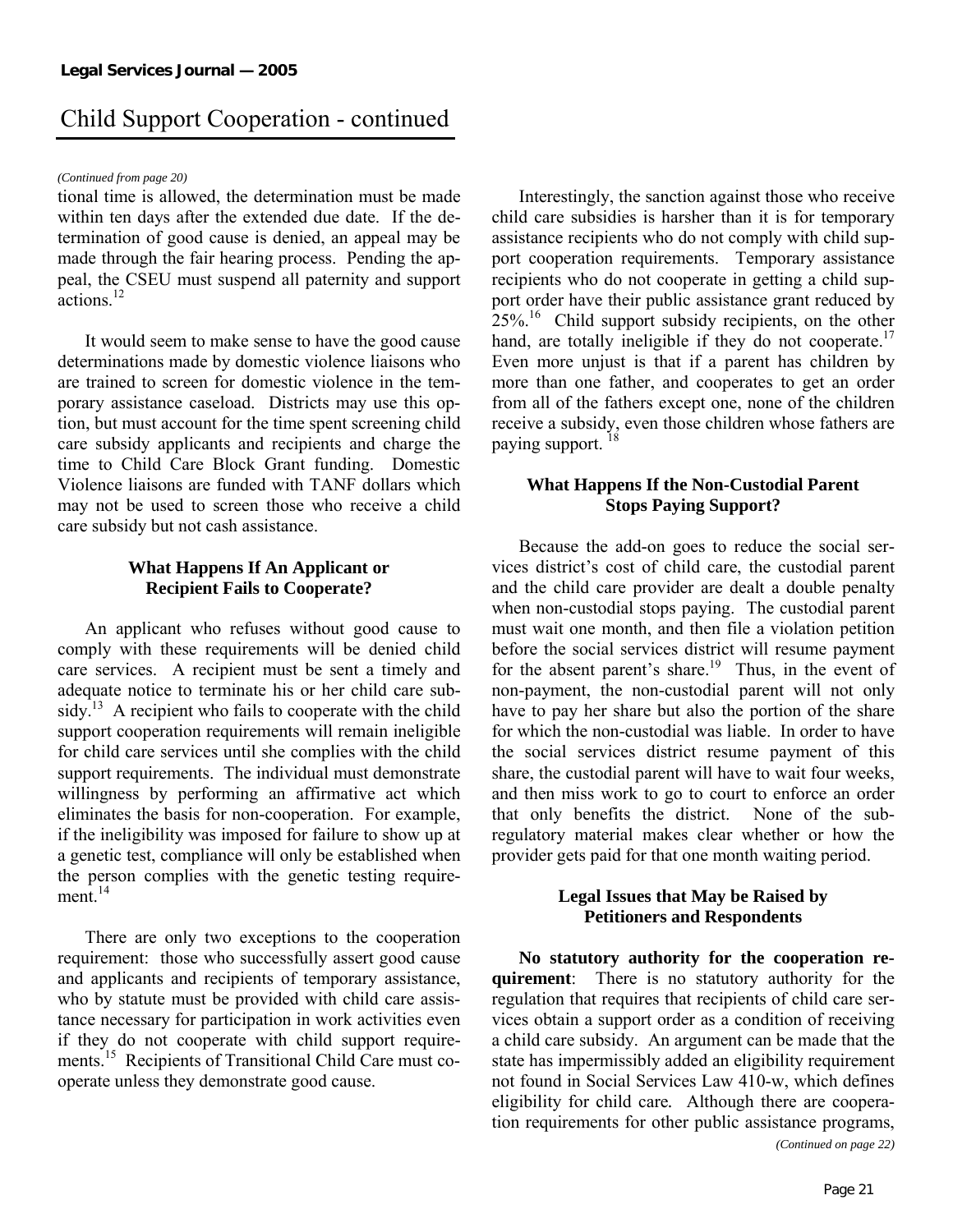## Child Support Cooperation - continued

*(Continued from page 20)*

tional time is allowed, the determination must be made within ten days after the extended due date. If the determination of good cause is denied, an appeal may be made through the fair hearing process. Pending the appeal, the CSEU must suspend all paternity and support actions.[12]

It would seem to make sense to have the good cause determinations made by domestic violence liaisons who are trained to screen for domestic violence in the temporary assistance caseload. Districts may use this option, but must account for the time spent screening child care subsidy applicants and recipients and charge the time to Child Care Block Grant funding. Domestic Violence liaisons are funded with TANF dollars which may not be used to screen those who receive a child care subsidy but not cash assistance.

### What Happens If An Applicant or Recipient Fails to Cooperate?

An applicant who refuses without good cause to comply with these requirements will be denied child care services. A recipient must be sent a timely and adequate notice to terminate his or her child care subsidy.[13] A recipient who fails to cooperate with the child support cooperation requirements will remain ineligible for child care services until she complies with the child support requirements. The individual must demonstrate willingness by performing an affirmative act which eliminates the basis for non-cooperation. For example, if the ineligibility was imposed for failure to show up at a genetic test, compliance will only be established when the person complies with the genetic testing requirement.[14]

There are only two exceptions to the cooperation requirement: those who successfully assert good cause and applicants and recipients of temporary assistance, who by statute must be provided with child care assistance necessary for participation in work activities even if they do not cooperate with child support requirements.[15] Recipients of Transitional Child Care must cooperate unless they demonstrate good cause.

Interestingly, the sanction against those who receive child care subsidies is harsher than it is for temporary assistance recipients who do not comply with child support cooperation requirements. Temporary assistance recipients who do not cooperate in getting a child support order have their public assistance grant reduced by 25%.[16] Child support subsidy recipients, on the other hand, are totally ineligible if they do not cooperate.[17] Even more unjust is that if a parent has children by more than one father, and cooperates to get an order from all of the fathers except one, none of the children receive a subsidy, even those children whose fathers are paying support.[18]

### What Happens If the Non-Custodial Parent Stops Paying Support?

Because the add-on goes to reduce the social services district's cost of child care, the custodial parent and the child care provider are dealt a double penalty when non-custodial stops paying. The custodial parent must wait one month, and then file a violation petition before the social services district will resume payment for the absent parent's share.[19] Thus, in the event of non-payment, the non-custodial parent will not only have to pay her share but also the portion of the share for which the non-custodial was liable. In order to have the social services district resume payment of this share, the custodial parent will have to wait four weeks, and then miss work to go to court to enforce an order that only benefits the district. None of the sub-regulatory material makes clear whether or how the provider gets paid for that one month waiting period.

### Legal Issues that May be Raised by Petitioners and Respondents

**No statutory authority for the cooperation requirement**: There is no statutory authority for the regulation that requires that recipients of child care services obtain a support order as a condition of receiving a child care subsidy. An argument can be made that the state has impermissibly added an eligibility requirement not found in Social Services Law 410-w, which defines eligibility for child care. Although there are cooperation requirements for other public assistance programs,

*(Continued on page 22)*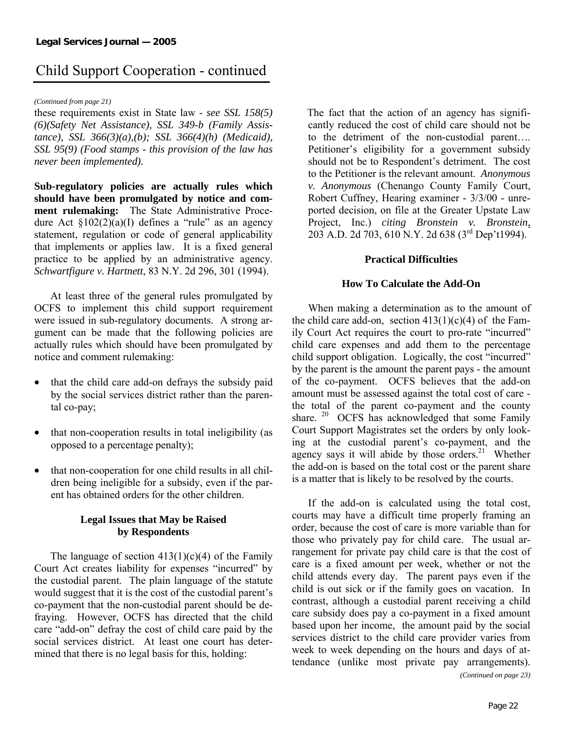## Child Support Cooperation - continued

*(Continued from page 21)*

these requirements exist in State law - *see SSL 158(5)(6)(Safety Net Assistance), SSL 349-b (Family Assistance), SSL 366(3)(a),(b); SSL 366(4)(h) (Medicaid), SSL 95(9) (Food stamps - this provision of the law has never been implemented).*

**Sub-regulatory policies are actually rules which should have been promulgated by notice and comment rulemaking:** The State Administrative Procedure Act §102(2)(a)(I) defines a "rule" as an agency statement, regulation or code of general applicability that implements or applies law. It is a fixed general practice to be applied by an administrative agency. *Schwartfigure v. Hartnett*, 83 N.Y. 2d 296, 301 (1994).

At least three of the general rules promulgated by OCFS to implement this child support requirement were issued in sub-regulatory documents. A strong argument can be made that the following policies are actually rules which should have been promulgated by notice and comment rulemaking:

- that the child care add-on defrays the subsidy paid by the social services district rather than the parental co-pay;
- that non-cooperation results in total ineligibility (as opposed to a percentage penalty);
- that non-cooperation for one child results in all children being ineligible for a subsidy, even if the parent has obtained orders for the other children.

### Legal Issues that May be Raised by Respondents

The language of section 413(1)(c)(4) of the Family Court Act creates liability for expenses "incurred" by the custodial parent. The plain language of the statute would suggest that it is the cost of the custodial parent's co-payment that the non-custodial parent should be defraying. However, OCFS has directed that the child care "add-on" defray the cost of child care paid by the social services district. At least one court has determined that there is no legal basis for this, holding:

> The fact that the action of an agency has significantly reduced the cost of child care should not be to the detriment of the non-custodial parent…. Petitioner's eligibility for a government subsidy should not be to Respondent's detriment. The cost to the Petitioner is the relevant amount. *Anonymous v. Anonymous* (Chenango County Family Court, Robert Cuffney, Hearing examiner - 3/3/00 - unreported decision, on file at the Greater Upstate Law Project, Inc.) *citing Bronstein v. Bronstein*, 203 A.D. 2d 703, 610 N.Y. 2d 638 (3rd Dep't1994).

### Practical Difficulties

### How To Calculate the Add-On

When making a determination as to the amount of the child care add-on, section 413(1)(c)(4) of the Family Court Act requires the court to pro-rate "incurred" child care expenses and add them to the percentage child support obligation. Logically, the cost "incurred" by the parent is the amount the parent pays - the amount of the co-payment. OCFS believes that the add-on amount must be assessed against the total cost of care - the total of the parent co-payment and the county share. [20] OCFS has acknowledged that some Family Court Support Magistrates set the orders by only looking at the custodial parent's co-payment, and the agency says it will abide by those orders.[21] Whether the add-on is based on the total cost or the parent share is a matter that is likely to be resolved by the courts.

If the add-on is calculated using the total cost, courts may have a difficult time properly framing an order, because the cost of care is more variable than for those who privately pay for child care. The usual arrangement for private pay child care is that the cost of care is a fixed amount per week, whether or not the child attends every day. The parent pays even if the child is out sick or if the family goes on vacation. In contrast, although a custodial parent receiving a child care subsidy does pay a co-payment in a fixed amount based upon her income, the amount paid by the social services district to the child care provider varies from week to week depending on the hours and days of attendance (unlike most private pay arrangements).

*(Continued on page 23)*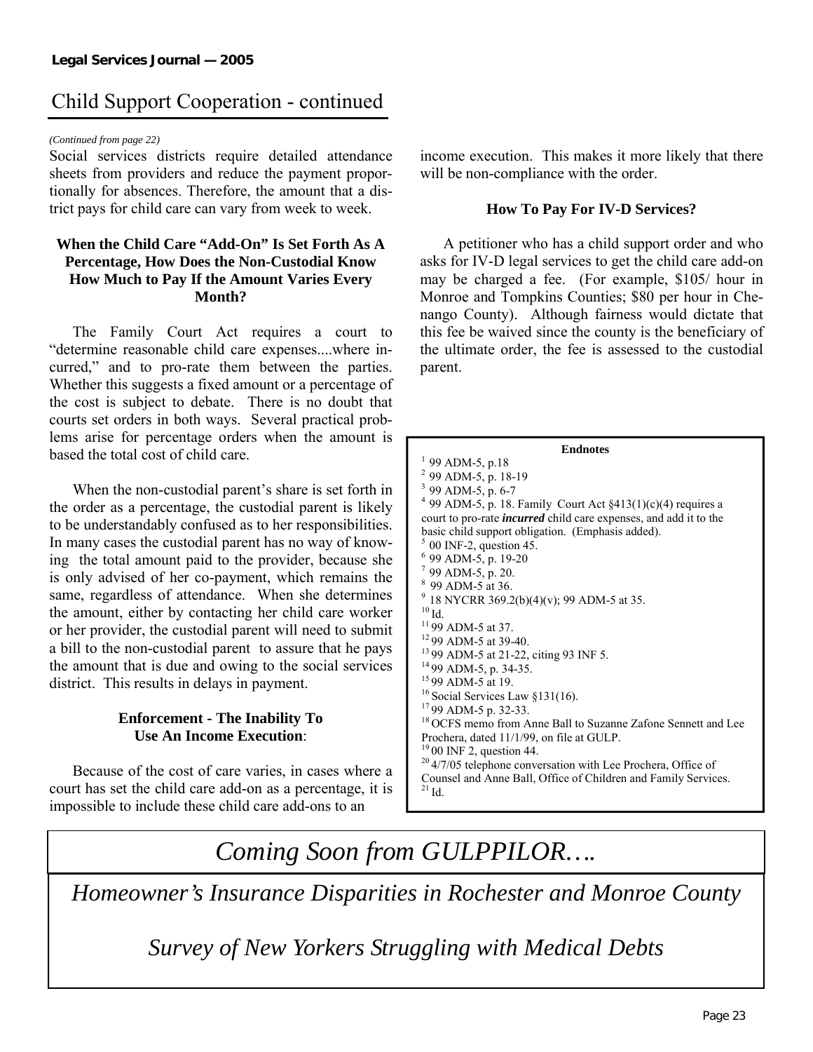# Child Support Cooperation - continued

*(Continued from page 22)*

Social services districts require detailed attendance sheets from providers and reduce the payment proportionally for absences. Therefore, the amount that a district pays for child care can vary from week to week.

### When the Child Care "Add-On" Is Set Forth As A Percentage, How Does the Non-Custodial Know How Much to Pay If the Amount Varies Every Month?

The Family Court Act requires a court to "determine reasonable child care expenses....where incurred," and to pro-rate them between the parties. Whether this suggests a fixed amount or a percentage of the cost is subject to debate. There is no doubt that courts set orders in both ways. Several practical problems arise for percentage orders when the amount is based the total cost of child care.

When the non-custodial parent's share is set forth in the order as a percentage, the custodial parent is likely to be understandably confused as to her responsibilities. In many cases the custodial parent has no way of knowing the total amount paid to the provider, because she is only advised of her co-payment, which remains the same, regardless of attendance. When she determines the amount, either by contacting her child care worker or her provider, the custodial parent will need to submit a bill to the non-custodial parent to assure that he pays the amount that is due and owing to the social services district. This results in delays in payment.

### Enforcement - The Inability To Use An Income Execution:

Because of the cost of care varies, in cases where a court has set the child care add-on as a percentage, it is impossible to include these child care add-ons to an income execution. This makes it more likely that there will be non-compliance with the order.

### How To Pay For IV-D Services?

A petitioner who has a child support order and who asks for IV-D legal services to get the child care add-on may be charged a fee. (For example, $105/ hour in Monroe and Tompkins Counties; $80 per hour in Chenango County). Although fairness would dictate that this fee be waived since the county is the beneficiary of the ultimate order, the fee is assessed to the custodial parent.

**Endnotes**

[1] 99 ADM-5, p.18
[2] 99 ADM-5, p. 18-19
[3] 99 ADM-5, p. 6-7
[4] 99 ADM-5, p. 18. Family Court Act §413(1)(c)(4) requires a court to pro-rate ***incurred*** child care expenses, and add it to the basic child support obligation. (Emphasis added).
[5] 00 INF-2, question 45.
[6] 99 ADM-5, p. 19-20
[7] 99 ADM-5, p. 20.
[8] 99 ADM-5 at 36.
[9] 18 NYCRR 369.2(b)(4)(v); 99 ADM-5 at 35.
[10] Id.
[11] 99 ADM-5 at 37.
[12] 99 ADM-5 at 39-40.
[13] 99 ADM-5 at 21-22, citing 93 INF 5.
[14] 99 ADM-5, p. 34-35.
[15] 99 ADM-5 at 19.
[16] Social Services Law §131(16).
[17] 99 ADM-5 p. 32-33.
[18] OCFS memo from Anne Ball to Suzanne Zafone Sennett and Lee Prochera, dated 11/1/99, on file at GULP.
[19] 00 INF 2, question 44.
[20] 4/7/05 telephone conversation with Lee Prochera, Office of Counsel and Anne Ball, Office of Children and Family Services.
[21] Id.

*Coming Soon from GULPPILOR….*

*Homeowner's Insurance Disparities in Rochester and Monroe County*

*Survey of New Yorkers Struggling with Medical Debts*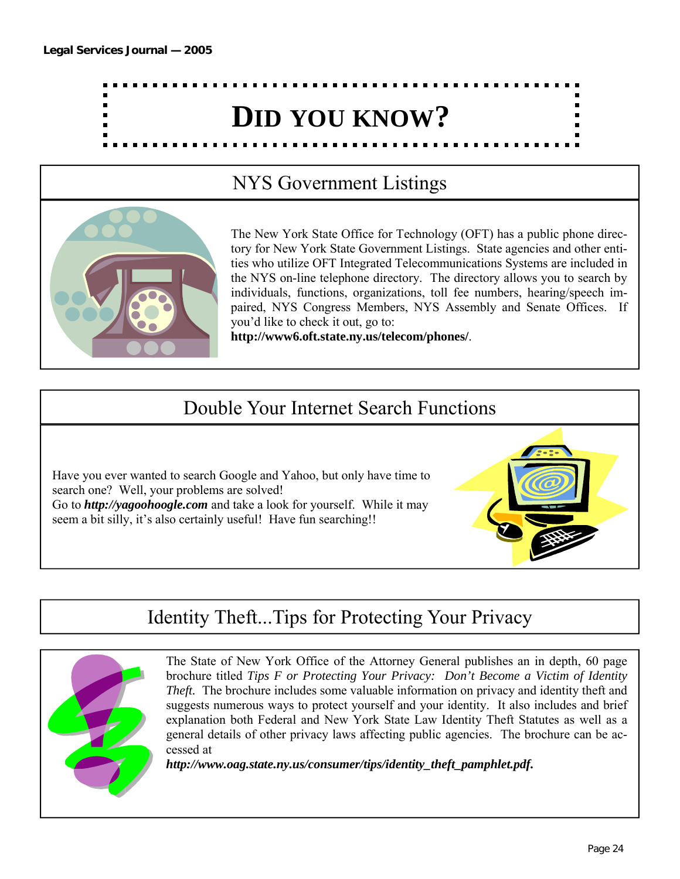# DID YOU KNOW?

## NYS Government Listings

The New York State Office for Technology (OFT) has a public phone directory for New York State Government Listings. State agencies and other entities who utilize OFT Integrated Telecommunications Systems are included in the NYS on-line telephone directory. The directory allows you to search by individuals, functions, organizations, toll fee numbers, hearing/speech impaired, NYS Congress Members, NYS Assembly and Senate Offices. If you'd like to check it out, go to: **http://www6.oft.state.ny.us/telecom/phones/**.

## Double Your Internet Search Functions

Have you ever wanted to search Google and Yahoo, but only have time to search one? Well, your problems are solved!
Go to ***http://yagoohoogle.com*** and take a look for yourself. While it may seem a bit silly, it's also certainly useful! Have fun searching!!

## Identity Theft...Tips for Protecting Your Privacy

The State of New York Office of the Attorney General publishes an in depth, 60 page brochure titled *Tips F or Protecting Your Privacy: Don't Become a Victim of Identity Theft.* The brochure includes some valuable information on privacy and identity theft and suggests numerous ways to protect yourself and your identity. It also includes and brief explanation both Federal and New York State Law Identity Theft Statutes as well as a general details of other privacy laws affecting public agencies. The brochure can be accessed at
***http://www.oag.state.ny.us/consumer/tips/identity_theft_pamphlet.pdf.***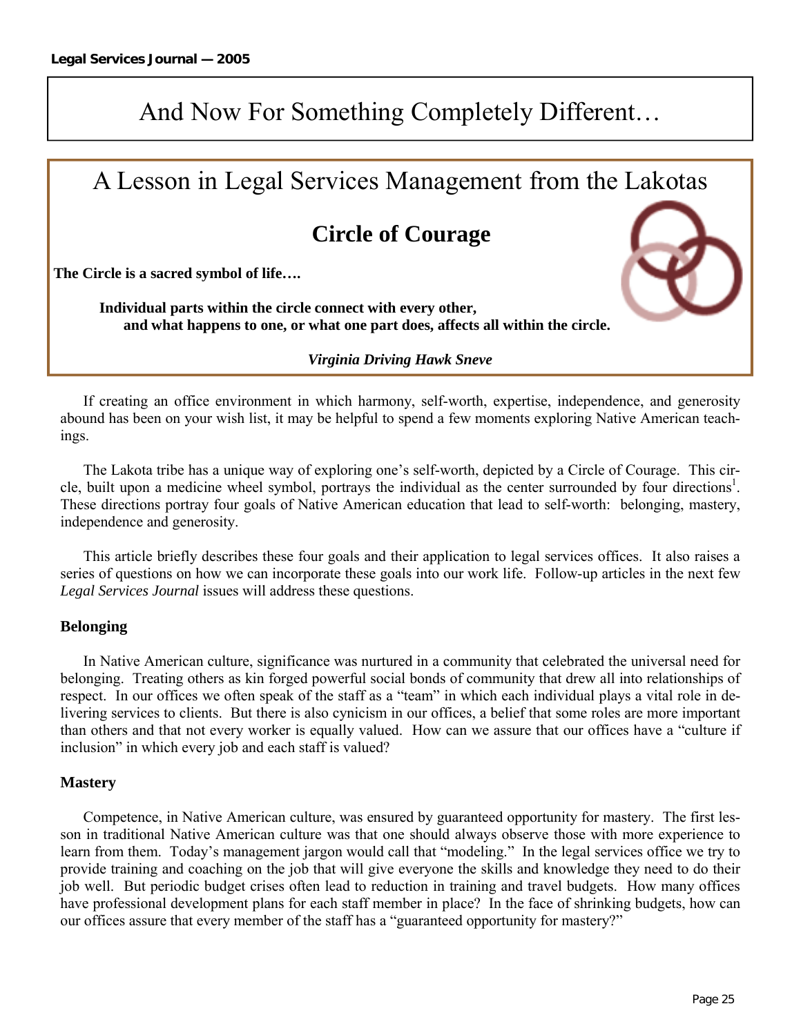# And Now For Something Completely Different…

## A Lesson in Legal Services Management from the Lakotas

### Circle of Courage

**The Circle is a sacred symbol of life….**

**Individual parts within the circle connect with every other, and what happens to one, or what one part does, affects all within the circle.**

***Virginia Driving Hawk Sneve***

If creating an office environment in which harmony, self-worth, expertise, independence, and generosity abound has been on your wish list, it may be helpful to spend a few moments exploring Native American teachings.

The Lakota tribe has a unique way of exploring one's self-worth, depicted by a Circle of Courage. This circle, built upon a medicine wheel symbol, portrays the individual as the center surrounded by four directions[1]. These directions portray four goals of Native American education that lead to self-worth: belonging, mastery, independence and generosity.

This article briefly describes these four goals and their application to legal services offices. It also raises a series of questions on how we can incorporate these goals into our work life. Follow-up articles in the next few *Legal Services Journal* issues will address these questions.

**Belonging**

In Native American culture, significance was nurtured in a community that celebrated the universal need for belonging. Treating others as kin forged powerful social bonds of community that drew all into relationships of respect. In our offices we often speak of the staff as a "team" in which each individual plays a vital role in delivering services to clients. But there is also cynicism in our offices, a belief that some roles are more important than others and that not every worker is equally valued. How can we assure that our offices have a "culture if inclusion" in which every job and each staff is valued?

**Mastery**

Competence, in Native American culture, was ensured by guaranteed opportunity for mastery. The first lesson in traditional Native American culture was that one should always observe those with more experience to learn from them. Today's management jargon would call that "modeling." In the legal services office we try to provide training and coaching on the job that will give everyone the skills and knowledge they need to do their job well. But periodic budget crises often lead to reduction in training and travel budgets. How many offices have professional development plans for each staff member in place? In the face of shrinking budgets, how can our offices assure that every member of the staff has a "guaranteed opportunity for mastery?"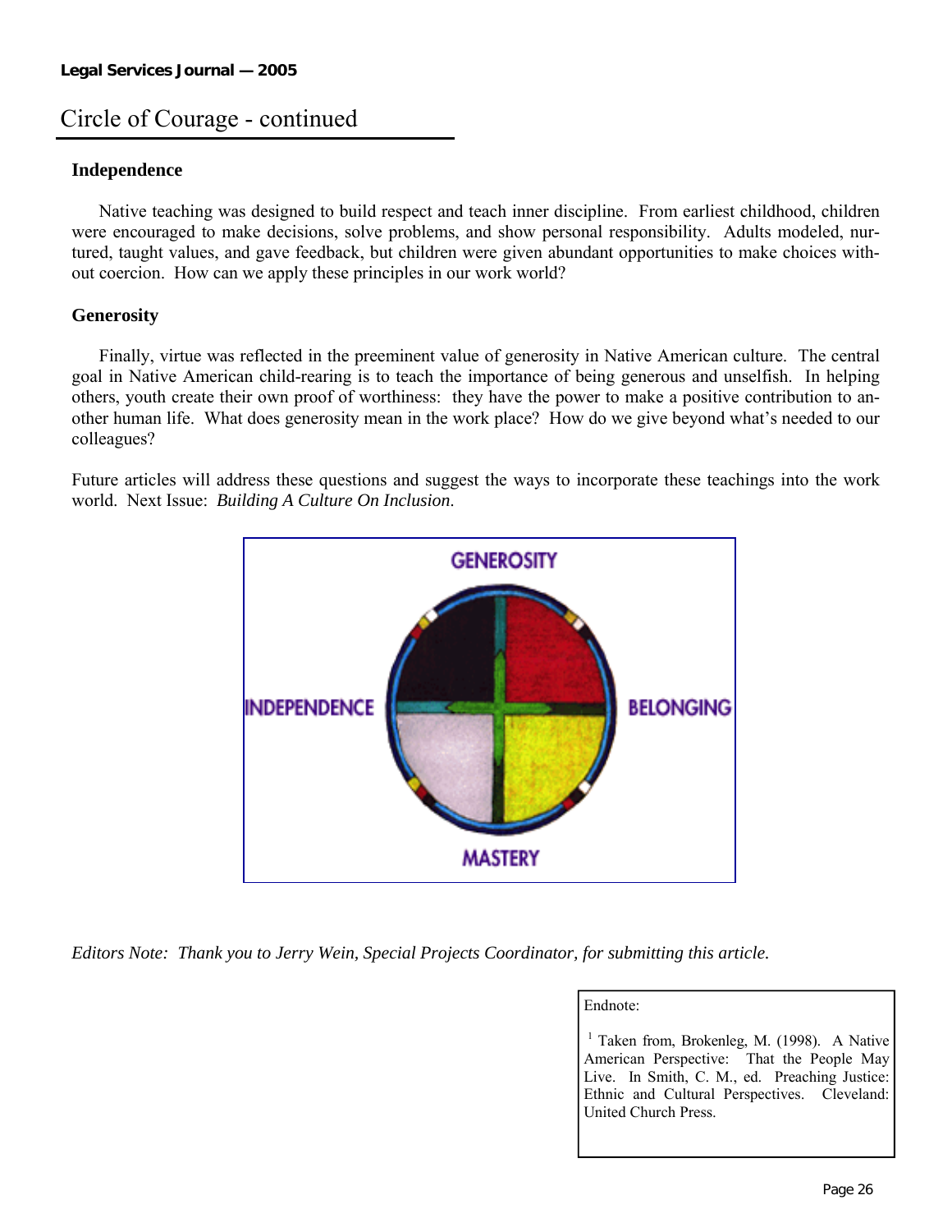## Circle of Courage - continued

### Independence

Native teaching was designed to build respect and teach inner discipline. From earliest childhood, children were encouraged to make decisions, solve problems, and show personal responsibility. Adults modeled, nurtured, taught values, and gave feedback, but children were given abundant opportunities to make choices without coercion. How can we apply these principles in our work world?

### Generosity

Finally, virtue was reflected in the preeminent value of generosity in Native American culture. The central goal in Native American child-rearing is to teach the importance of being generous and unselfish. In helping others, youth create their own proof of worthiness: they have the power to make a positive contribution to another human life. What does generosity mean in the work place? How do we give beyond what's needed to our colleagues?

Future articles will address these questions and suggest the ways to incorporate these teachings into the work world. Next Issue: *Building A Culture On Inclusion*.

GENEROSITY

INDEPENDENCE

BELONGING

MASTERY

*Editors Note: Thank you to Jerry Wein, Special Projects Coordinator, for submitting this article.*

Endnote:

[1] Taken from, Brokenleg, M. (1998). A Native American Perspective: That the People May Live. In Smith, C. M., ed. Preaching Justice: Ethnic and Cultural Perspectives. Cleveland: United Church Press.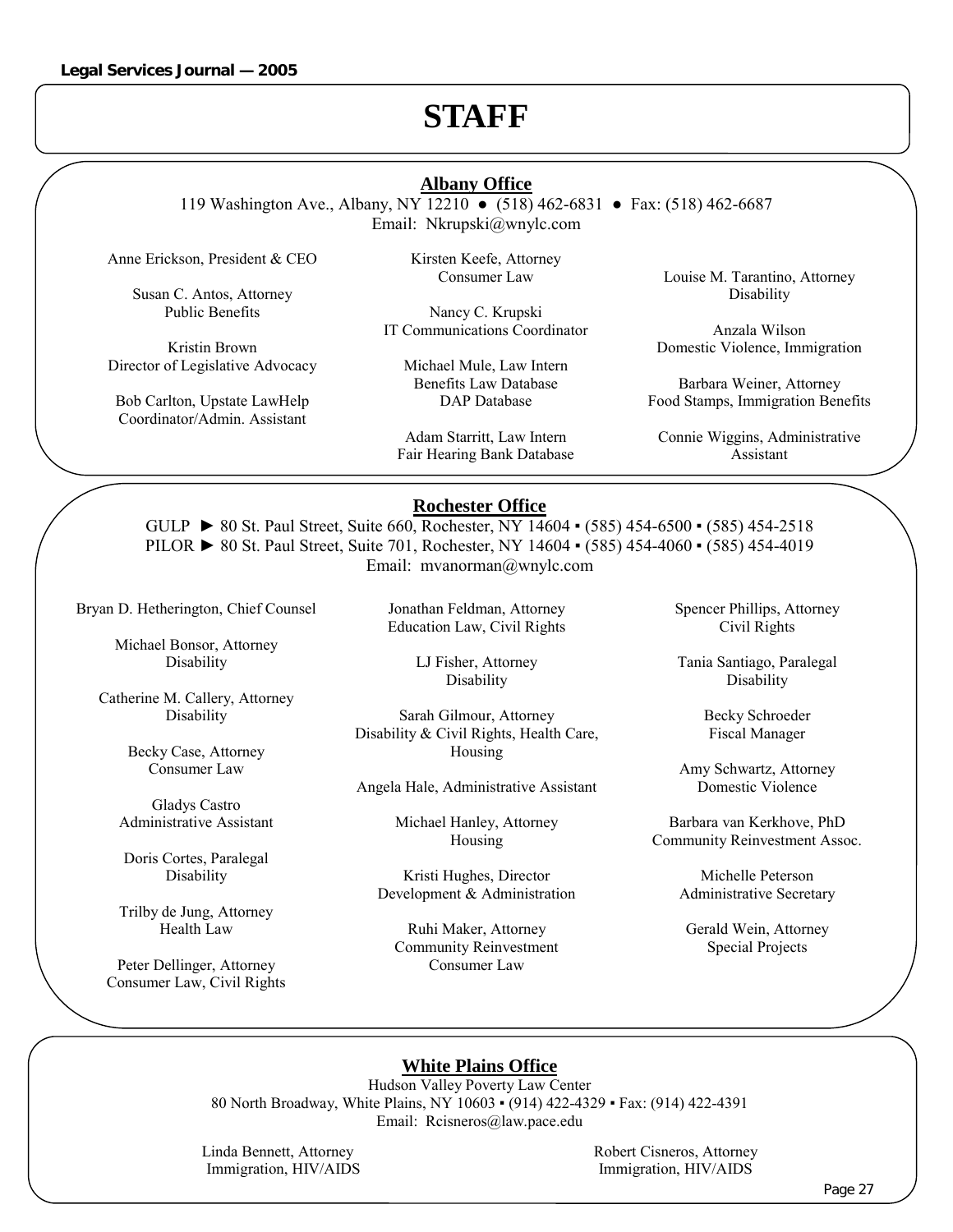# STAFF

## Albany Office

119 Washington Ave., Albany, NY 12210 ● (518) 462-6831 ● Fax: (518) 462-6687
Email: Nkrupski@wnylc.com

Anne Erickson, President & CEO

Susan C. Antos, Attorney
Public Benefits

Kristin Brown
Director of Legislative Advocacy

Bob Carlton, Upstate LawHelp
Coordinator/Admin. Assistant

Kirsten Keefe, Attorney
Consumer Law

Nancy C. Krupski
IT Communications Coordinator

Michael Mule, Law Intern
Benefits Law Database
DAP Database

Adam Starritt, Law Intern
Fair Hearing Bank Database

Louise M. Tarantino, Attorney
Disability

Anzala Wilson
Domestic Violence, Immigration

Barbara Weiner, Attorney
Food Stamps, Immigration Benefits

Connie Wiggins, Administrative
Assistant

## Rochester Office

GULP ► 80 St. Paul Street, Suite 660, Rochester, NY 14604 ▪ (585) 454-6500 ▪ (585) 454-2518
PILOR ► 80 St. Paul Street, Suite 701, Rochester, NY 14604 ▪ (585) 454-4060 ▪ (585) 454-4019
Email: mvanorman@wnylc.com

Bryan D. Hetherington, Chief Counsel

Michael Bonsor, Attorney
Disability

Catherine M. Callery, Attorney
Disability

Becky Case, Attorney
Consumer Law

Gladys Castro
Administrative Assistant

Doris Cortes, Paralegal
Disability

Trilby de Jung, Attorney
Health Law

Peter Dellinger, Attorney
Consumer Law, Civil Rights

Jonathan Feldman, Attorney
Education Law, Civil Rights

LJ Fisher, Attorney
Disability

Sarah Gilmour, Attorney
Disability & Civil Rights, Health Care,
Housing

Angela Hale, Administrative Assistant

Michael Hanley, Attorney
Housing

Kristi Hughes, Director
Development & Administration

Ruhi Maker, Attorney
Community Reinvestment
Consumer Law

Spencer Phillips, Attorney
Civil Rights

Tania Santiago, Paralegal
Disability

Becky Schroeder
Fiscal Manager

Amy Schwartz, Attorney
Domestic Violence

Barbara van Kerkhove, PhD
Community Reinvestment Assoc.

Michelle Peterson
Administrative Secretary

Gerald Wein, Attorney
Special Projects

## White Plains Office

Hudson Valley Poverty Law Center
80 North Broadway, White Plains, NY 10603 ▪ (914) 422-4329 ▪ Fax: (914) 422-4391
Email: Rcisneros@law.pace.edu

Linda Bennett, Attorney
Immigration, HIV/AIDS

Robert Cisneros, Attorney
Immigration, HIV/AIDS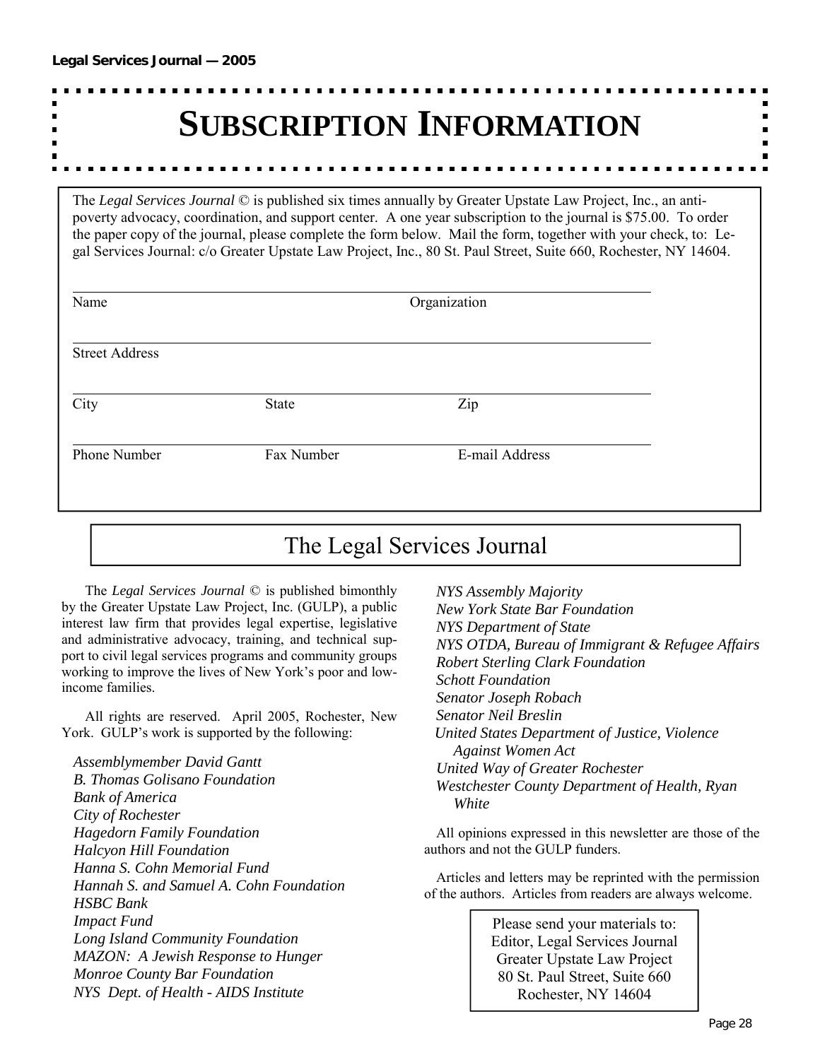# SUBSCRIPTION INFORMATION

The *Legal Services Journal* © is published six times annually by Greater Upstate Law Project, Inc., an anti-poverty advocacy, coordination, and support center. A one year subscription to the journal is $75.00. To order the paper copy of the journal, please complete the form below. Mail the form, together with your check, to: Legal Services Journal: c/o Greater Upstate Law Project, Inc., 80 St. Paul Street, Suite 660, Rochester, NY 14604.

Name ______________________ Organization ______________________

Street Address ______________________

City ______________ State ______________ Zip ______________

Phone Number ______________ Fax Number ______________ E-mail Address ______________

## The Legal Services Journal

The *Legal Services Journal* © is published bimonthly by the Greater Upstate Law Project, Inc. (GULP), a public interest law firm that provides legal expertise, legislative and administrative advocacy, training, and technical support to civil legal services programs and community groups working to improve the lives of New York's poor and low-income families.

All rights are reserved. April 2005, Rochester, New York. GULP's work is supported by the following:

*Assemblymember David Gantt*
*B. Thomas Golisano Foundation*
*Bank of America*
*City of Rochester*
*Hagedorn Family Foundation*
*Halcyon Hill Foundation*
*Hanna S. Cohn Memorial Fund*
*Hannah S. and Samuel A. Cohn Foundation*
*HSBC Bank*
*Impact Fund*
*Long Island Community Foundation*
*MAZON: A Jewish Response to Hunger*
*Monroe County Bar Foundation*
*NYS Dept. of Health - AIDS Institute*
*NYS Assembly Majority*
*New York State Bar Foundation*
*NYS Department of State*
*NYS OTDA, Bureau of Immigrant & Refugee Affairs*
*Robert Sterling Clark Foundation*
*Schott Foundation*
*Senator Joseph Robach*
*Senator Neil Breslin*
*United States Department of Justice, Violence Against Women Act*
*United Way of Greater Rochester*
*Westchester County Department of Health, Ryan White*

All opinions expressed in this newsletter are those of the authors and not the GULP funders.

Articles and letters may be reprinted with the permission of the authors. Articles from readers are always welcome.

Please send your materials to:
Editor, Legal Services Journal
Greater Upstate Law Project
80 St. Paul Street, Suite 660
Rochester, NY 14604